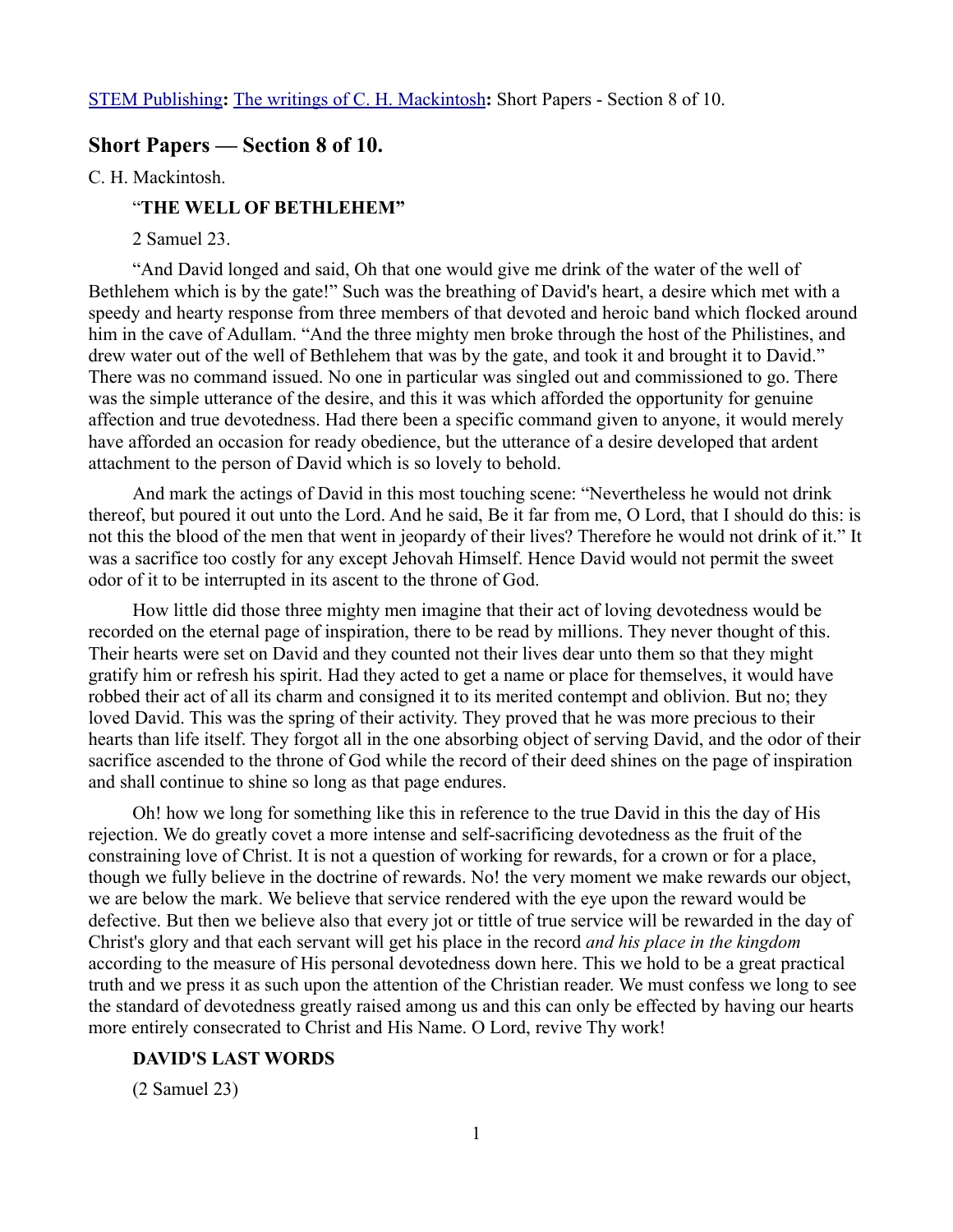STEM Publishing**:** The writings of C. H. Mackintosh**:** Short Papers - Section 8 of 10.

## Short Papers — Section 8 of 10.

C. H. Mackintosh.

### "THE WELL OF BETHLEHEM"

2 Samuel 23.

"And David longed and said, Oh that one would give me drink of the water of the well of Bethlehem which is by the gate!" Such was the breathing of David's heart, a desire which met with a speedy and hearty response from three members of that devoted and heroic band which flocked around him in the cave of Adullam. "And the three mighty men broke through the host of the Philistines, and drew water out of the well of Bethlehem that was by the gate, and took it and brought it to David." There was no command issued. No one in particular was singled out and commissioned to go. There was the simple utterance of the desire, and this it was which afforded the opportunity for genuine affection and true devotedness. Had there been a specific command given to anyone, it would merely have afforded an occasion for ready obedience, but the utterance of a desire developed that ardent attachment to the person of David which is so lovely to behold.

And mark the actings of David in this most touching scene: "Nevertheless he would not drink thereof, but poured it out unto the Lord. And he said, Be it far from me, O Lord, that I should do this: is not this the blood of the men that went in jeopardy of their lives? Therefore he would not drink of it." It was a sacrifice too costly for any except Jehovah Himself. Hence David would not permit the sweet odor of it to be interrupted in its ascent to the throne of God.

How little did those three mighty men imagine that their act of loving devotedness would be recorded on the eternal page of inspiration, there to be read by millions. They never thought of this. Their hearts were set on David and they counted not their lives dear unto them so that they might gratify him or refresh his spirit. Had they acted to get a name or place for themselves, it would have robbed their act of all its charm and consigned it to its merited contempt and oblivion. But no; they loved David. This was the spring of their activity. They proved that he was more precious to their hearts than life itself. They forgot all in the one absorbing object of serving David, and the odor of their sacrifice ascended to the throne of God while the record of their deed shines on the page of inspiration and shall continue to shine so long as that page endures.

Oh! how we long for something like this in reference to the true David in this the day of His rejection. We do greatly covet a more intense and self-sacrificing devotedness as the fruit of the constraining love of Christ. It is not a question of working for rewards, for a crown or for a place, though we fully believe in the doctrine of rewards. No! the very moment we make rewards our object, we are below the mark. We believe that service rendered with the eye upon the reward would be defective. But then we believe also that every jot or tittle of true service will be rewarded in the day of Christ's glory and that each servant will get his place in the record *and his place in the kingdom* according to the measure of His personal devotedness down here. This we hold to be a great practical truth and we press it as such upon the attention of the Christian reader. We must confess we long to see the standard of devotedness greatly raised among us and this can only be effected by having our hearts more entirely consecrated to Christ and His Name. O Lord, revive Thy work!

### DAVID'S LAST WORDS

(2 Samuel 23)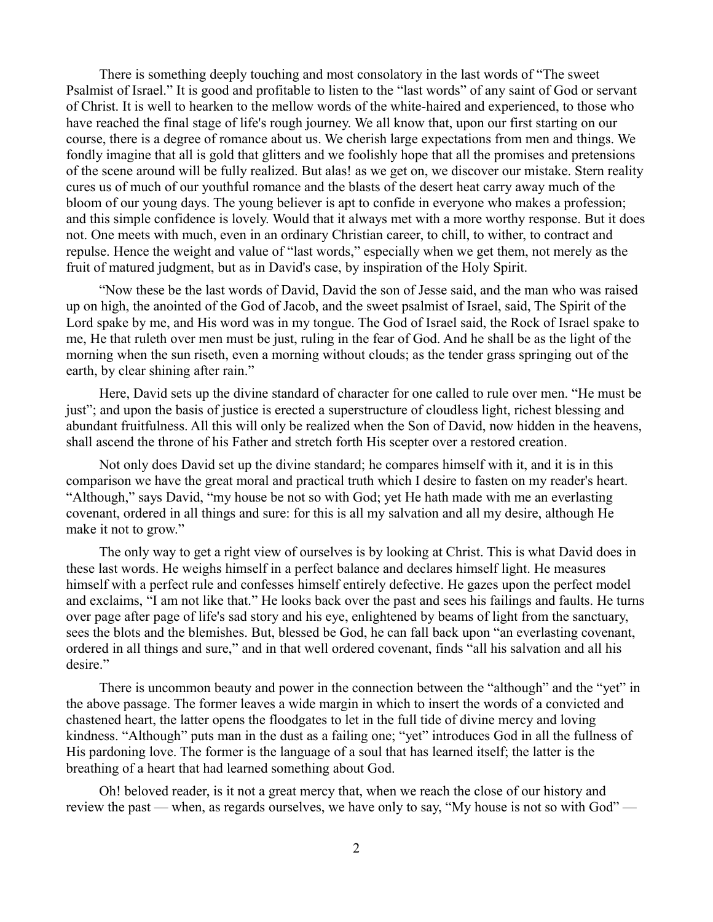There is something deeply touching and most consolatory in the last words of "The sweet Psalmist of Israel." It is good and profitable to listen to the "last words" of any saint of God or servant of Christ. It is well to hearken to the mellow words of the white-haired and experienced, to those who have reached the final stage of life's rough journey. We all know that, upon our first starting on our course, there is a degree of romance about us. We cherish large expectations from men and things. We fondly imagine that all is gold that glitters and we foolishly hope that all the promises and pretensions of the scene around will be fully realized. But alas! as we get on, we discover our mistake. Stern reality cures us of much of our youthful romance and the blasts of the desert heat carry away much of the bloom of our young days. The young believer is apt to confide in everyone who makes a profession; and this simple confidence is lovely. Would that it always met with a more worthy response. But it does not. One meets with much, even in an ordinary Christian career, to chill, to wither, to contract and repulse. Hence the weight and value of "last words," especially when we get them, not merely as the fruit of matured judgment, but as in David's case, by inspiration of the Holy Spirit.

"Now these be the last words of David, David the son of Jesse said, and the man who was raised up on high, the anointed of the God of Jacob, and the sweet psalmist of Israel, said, The Spirit of the Lord spake by me, and His word was in my tongue. The God of Israel said, the Rock of Israel spake to me, He that ruleth over men must be just, ruling in the fear of God. And he shall be as the light of the morning when the sun riseth, even a morning without clouds; as the tender grass springing out of the earth, by clear shining after rain."

Here, David sets up the divine standard of character for one called to rule over men. "He must be just"; and upon the basis of justice is erected a superstructure of cloudless light, richest blessing and abundant fruitfulness. All this will only be realized when the Son of David, now hidden in the heavens, shall ascend the throne of his Father and stretch forth His scepter over a restored creation.

Not only does David set up the divine standard; he compares himself with it, and it is in this comparison we have the great moral and practical truth which I desire to fasten on my reader's heart. "Although," says David, "my house be not so with God; yet He hath made with me an everlasting covenant, ordered in all things and sure: for this is all my salvation and all my desire, although He make it not to grow."

The only way to get a right view of ourselves is by looking at Christ. This is what David does in these last words. He weighs himself in a perfect balance and declares himself light. He measures himself with a perfect rule and confesses himself entirely defective. He gazes upon the perfect model and exclaims, "I am not like that." He looks back over the past and sees his failings and faults. He turns over page after page of life's sad story and his eye, enlightened by beams of light from the sanctuary, sees the blots and the blemishes. But, blessed be God, he can fall back upon "an everlasting covenant, ordered in all things and sure," and in that well ordered covenant, finds "all his salvation and all his desire."

There is uncommon beauty and power in the connection between the "although" and the "yet" in the above passage. The former leaves a wide margin in which to insert the words of a convicted and chastened heart, the latter opens the floodgates to let in the full tide of divine mercy and loving kindness. "Although" puts man in the dust as a failing one; "yet" introduces God in all the fullness of His pardoning love. The former is the language of a soul that has learned itself; the latter is the breathing of a heart that had learned something about God.

Oh! beloved reader, is it not a great mercy that, when we reach the close of our history and review the past — when, as regards ourselves, we have only to say, "My house is not so with God" —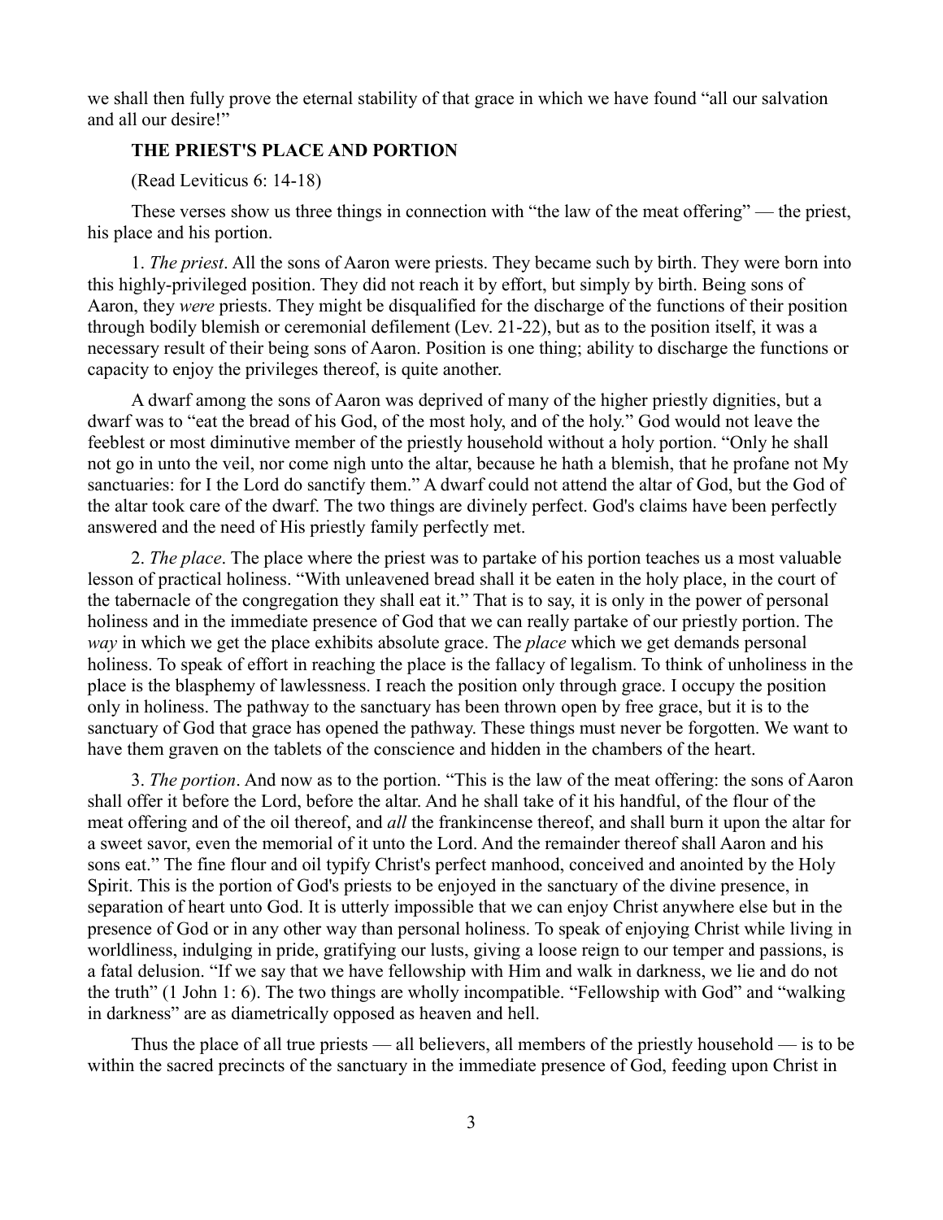we shall then fully prove the eternal stability of that grace in which we have found "all our salvation and all our desire!"

## THE PRIEST'S PLACE AND PORTION

(Read Leviticus 6: 14-18)

These verses show us three things in connection with "the law of the meat offering" — the priest, his place and his portion.

1. *The priest*. All the sons of Aaron were priests. They became such by birth. They were born into this highly-privileged position. They did not reach it by effort, but simply by birth. Being sons of Aaron, they *were* priests. They might be disqualified for the discharge of the functions of their position through bodily blemish or ceremonial defilement (Lev. 21-22), but as to the position itself, it was a necessary result of their being sons of Aaron. Position is one thing; ability to discharge the functions or capacity to enjoy the privileges thereof, is quite another.

A dwarf among the sons of Aaron was deprived of many of the higher priestly dignities, but a dwarf was to "eat the bread of his God, of the most holy, and of the holy." God would not leave the feeblest or most diminutive member of the priestly household without a holy portion. "Only he shall not go in unto the veil, nor come nigh unto the altar, because he hath a blemish, that he profane not My sanctuaries: for I the Lord do sanctify them." A dwarf could not attend the altar of God, but the God of the altar took care of the dwarf. The two things are divinely perfect. God's claims have been perfectly answered and the need of His priestly family perfectly met.

2. *The place*. The place where the priest was to partake of his portion teaches us a most valuable lesson of practical holiness. "With unleavened bread shall it be eaten in the holy place, in the court of the tabernacle of the congregation they shall eat it." That is to say, it is only in the power of personal holiness and in the immediate presence of God that we can really partake of our priestly portion. The *way* in which we get the place exhibits absolute grace. The *place* which we get demands personal holiness. To speak of effort in reaching the place is the fallacy of legalism. To think of unholiness in the place is the blasphemy of lawlessness. I reach the position only through grace. I occupy the position only in holiness. The pathway to the sanctuary has been thrown open by free grace, but it is to the sanctuary of God that grace has opened the pathway. These things must never be forgotten. We want to have them graven on the tablets of the conscience and hidden in the chambers of the heart.

3. *The portion*. And now as to the portion. "This is the law of the meat offering: the sons of Aaron shall offer it before the Lord, before the altar. And he shall take of it his handful, of the flour of the meat offering and of the oil thereof, and *all* the frankincense thereof, and shall burn it upon the altar for a sweet savor, even the memorial of it unto the Lord. And the remainder thereof shall Aaron and his sons eat." The fine flour and oil typify Christ's perfect manhood, conceived and anointed by the Holy Spirit. This is the portion of God's priests to be enjoyed in the sanctuary of the divine presence, in separation of heart unto God. It is utterly impossible that we can enjoy Christ anywhere else but in the presence of God or in any other way than personal holiness. To speak of enjoying Christ while living in worldliness, indulging in pride, gratifying our lusts, giving a loose reign to our temper and passions, is a fatal delusion. "If we say that we have fellowship with Him and walk in darkness, we lie and do not the truth" (1 John 1: 6). The two things are wholly incompatible. "Fellowship with God" and "walking in darkness" are as diametrically opposed as heaven and hell.

Thus the place of all true priests — all believers, all members of the priestly household — is to be within the sacred precincts of the sanctuary in the immediate presence of God, feeding upon Christ in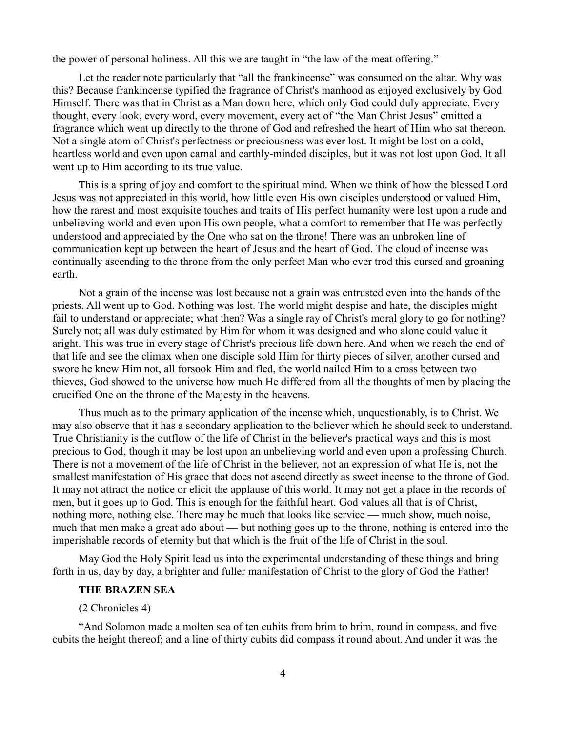the power of personal holiness. All this we are taught in "the law of the meat offering."

Let the reader note particularly that "all the frankincense" was consumed on the altar. Why was this? Because frankincense typified the fragrance of Christ's manhood as enjoyed exclusively by God Himself. There was that in Christ as a Man down here, which only God could duly appreciate. Every thought, every look, every word, every movement, every act of "the Man Christ Jesus" emitted a fragrance which went up directly to the throne of God and refreshed the heart of Him who sat thereon. Not a single atom of Christ's perfectness or preciousness was ever lost. It might be lost on a cold, heartless world and even upon carnal and earthly-minded disciples, but it was not lost upon God. It all went up to Him according to its true value.

This is a spring of joy and comfort to the spiritual mind. When we think of how the blessed Lord Jesus was not appreciated in this world, how little even His own disciples understood or valued Him, how the rarest and most exquisite touches and traits of His perfect humanity were lost upon a rude and unbelieving world and even upon His own people, what a comfort to remember that He was perfectly understood and appreciated by the One who sat on the throne! There was an unbroken line of communication kept up between the heart of Jesus and the heart of God. The cloud of incense was continually ascending to the throne from the only perfect Man who ever trod this cursed and groaning earth.

Not a grain of the incense was lost because not a grain was entrusted even into the hands of the priests. All went up to God. Nothing was lost. The world might despise and hate, the disciples might fail to understand or appreciate; what then? Was a single ray of Christ's moral glory to go for nothing? Surely not; all was duly estimated by Him for whom it was designed and who alone could value it aright. This was true in every stage of Christ's precious life down here. And when we reach the end of that life and see the climax when one disciple sold Him for thirty pieces of silver, another cursed and swore he knew Him not, all forsook Him and fled, the world nailed Him to a cross between two thieves, God showed to the universe how much He differed from all the thoughts of men by placing the crucified One on the throne of the Majesty in the heavens.

Thus much as to the primary application of the incense which, unquestionably, is to Christ. We may also observe that it has a secondary application to the believer which he should seek to understand. True Christianity is the outflow of the life of Christ in the believer's practical ways and this is most precious to God, though it may be lost upon an unbelieving world and even upon a professing Church. There is not a movement of the life of Christ in the believer, not an expression of what He is, not the smallest manifestation of His grace that does not ascend directly as sweet incense to the throne of God. It may not attract the notice or elicit the applause of this world. It may not get a place in the records of men, but it goes up to God. This is enough for the faithful heart. God values all that is of Christ, nothing more, nothing else. There may be much that looks like service — much show, much noise, much that men make a great ado about — but nothing goes up to the throne, nothing is entered into the imperishable records of eternity but that which is the fruit of the life of Christ in the soul.

May God the Holy Spirit lead us into the experimental understanding of these things and bring forth in us, day by day, a brighter and fuller manifestation of Christ to the glory of God the Father!

## THE BRAZEN SEA

(2 Chronicles 4)

"And Solomon made a molten sea of ten cubits from brim to brim, round in compass, and five cubits the height thereof; and a line of thirty cubits did compass it round about. And under it was the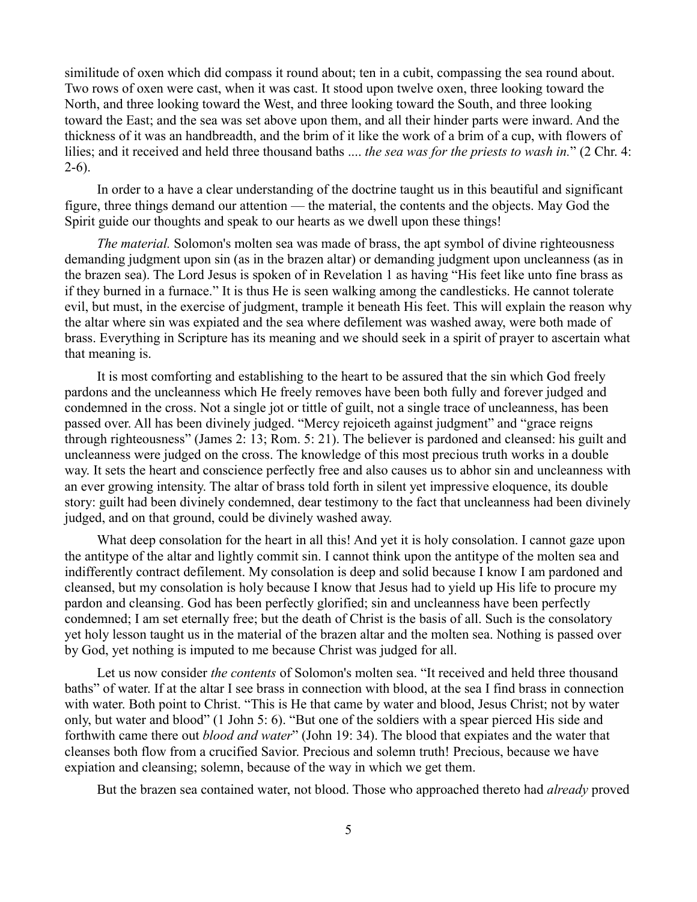similitude of oxen which did compass it round about; ten in a cubit, compassing the sea round about. Two rows of oxen were cast, when it was cast. It stood upon twelve oxen, three looking toward the North, and three looking toward the West, and three looking toward the South, and three looking toward the East; and the sea was set above upon them, and all their hinder parts were inward. And the thickness of it was an handbreadth, and the brim of it like the work of a brim of a cup, with flowers of lilies; and it received and held three thousand baths .... *the sea was for the priests to wash in.*" (2 Chr. 4: 2-6).

In order to a have a clear understanding of the doctrine taught us in this beautiful and significant figure, three things demand our attention — the material, the contents and the objects. May God the Spirit guide our thoughts and speak to our hearts as we dwell upon these things!

*The material.* Solomon's molten sea was made of brass, the apt symbol of divine righteousness demanding judgment upon sin (as in the brazen altar) or demanding judgment upon uncleanness (as in the brazen sea). The Lord Jesus is spoken of in Revelation 1 as having "His feet like unto fine brass as if they burned in a furnace." It is thus He is seen walking among the candlesticks. He cannot tolerate evil, but must, in the exercise of judgment, trample it beneath His feet. This will explain the reason why the altar where sin was expiated and the sea where defilement was washed away, were both made of brass. Everything in Scripture has its meaning and we should seek in a spirit of prayer to ascertain what that meaning is.

It is most comforting and establishing to the heart to be assured that the sin which God freely pardons and the uncleanness which He freely removes have been both fully and forever judged and condemned in the cross. Not a single jot or tittle of guilt, not a single trace of uncleanness, has been passed over. All has been divinely judged. "Mercy rejoiceth against judgment" and "grace reigns through righteousness" (James 2: 13; Rom. 5: 21). The believer is pardoned and cleansed: his guilt and uncleanness were judged on the cross. The knowledge of this most precious truth works in a double way. It sets the heart and conscience perfectly free and also causes us to abhor sin and uncleanness with an ever growing intensity. The altar of brass told forth in silent yet impressive eloquence, its double story: guilt had been divinely condemned, dear testimony to the fact that uncleanness had been divinely judged, and on that ground, could be divinely washed away.

What deep consolation for the heart in all this! And yet it is holy consolation. I cannot gaze upon the antitype of the altar and lightly commit sin. I cannot think upon the antitype of the molten sea and indifferently contract defilement. My consolation is deep and solid because I know I am pardoned and cleansed, but my consolation is holy because I know that Jesus had to yield up His life to procure my pardon and cleansing. God has been perfectly glorified; sin and uncleanness have been perfectly condemned; I am set eternally free; but the death of Christ is the basis of all. Such is the consolatory yet holy lesson taught us in the material of the brazen altar and the molten sea. Nothing is passed over by God, yet nothing is imputed to me because Christ was judged for all.

Let us now consider *the contents* of Solomon's molten sea. "It received and held three thousand baths" of water. If at the altar I see brass in connection with blood, at the sea I find brass in connection with water. Both point to Christ. "This is He that came by water and blood, Jesus Christ; not by water only, but water and blood" (1 John 5: 6). "But one of the soldiers with a spear pierced His side and forthwith came there out *blood and water*" (John 19: 34). The blood that expiates and the water that cleanses both flow from a crucified Savior. Precious and solemn truth! Precious, because we have expiation and cleansing; solemn, because of the way in which we get them.

But the brazen sea contained water, not blood. Those who approached thereto had *already* proved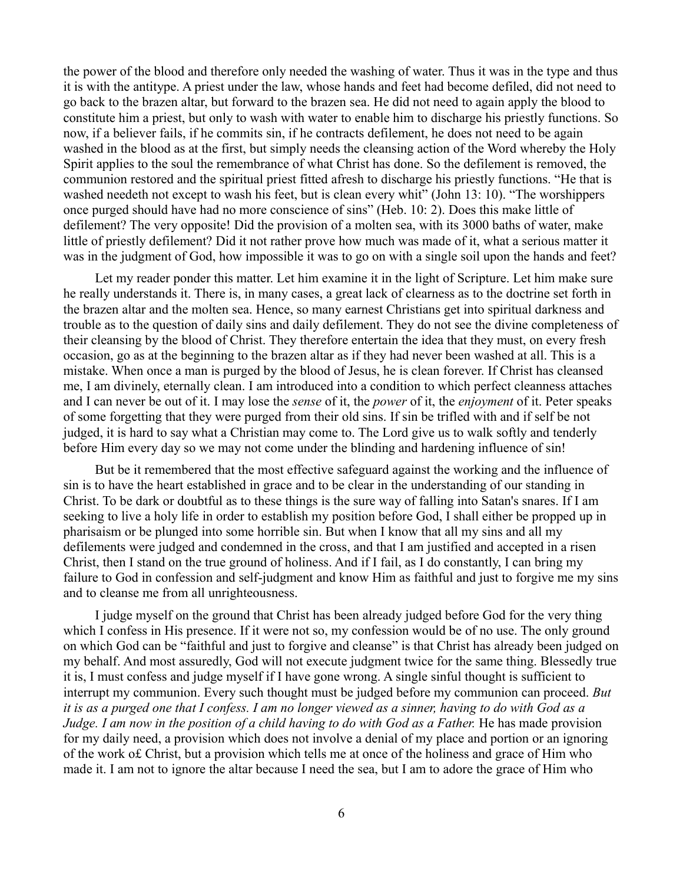the power of the blood and therefore only needed the washing of water. Thus it was in the type and thus it is with the antitype. A priest under the law, whose hands and feet had become defiled, did not need to go back to the brazen altar, but forward to the brazen sea. He did not need to again apply the blood to constitute him a priest, but only to wash with water to enable him to discharge his priestly functions. So now, if a believer fails, if he commits sin, if he contracts defilement, he does not need to be again washed in the blood as at the first, but simply needs the cleansing action of the Word whereby the Holy Spirit applies to the soul the remembrance of what Christ has done. So the defilement is removed, the communion restored and the spiritual priest fitted afresh to discharge his priestly functions. "He that is washed needeth not except to wash his feet, but is clean every whit" (John 13: 10). "The worshippers once purged should have had no more conscience of sins" (Heb. 10: 2). Does this make little of defilement? The very opposite! Did the provision of a molten sea, with its 3000 baths of water, make little of priestly defilement? Did it not rather prove how much was made of it, what a serious matter it was in the judgment of God, how impossible it was to go on with a single soil upon the hands and feet?

Let my reader ponder this matter. Let him examine it in the light of Scripture. Let him make sure he really understands it. There is, in many cases, a great lack of clearness as to the doctrine set forth in the brazen altar and the molten sea. Hence, so many earnest Christians get into spiritual darkness and trouble as to the question of daily sins and daily defilement. They do not see the divine completeness of their cleansing by the blood of Christ. They therefore entertain the idea that they must, on every fresh occasion, go as at the beginning to the brazen altar as if they had never been washed at all. This is a mistake. When once a man is purged by the blood of Jesus, he is clean forever. If Christ has cleansed me, I am divinely, eternally clean. I am introduced into a condition to which perfect cleanness attaches and I can never be out of it. I may lose the *sense* of it, the *power* of it, the *enjoyment* of it. Peter speaks of some forgetting that they were purged from their old sins. If sin be trifled with and if self be not judged, it is hard to say what a Christian may come to. The Lord give us to walk softly and tenderly before Him every day so we may not come under the blinding and hardening influence of sin!

But be it remembered that the most effective safeguard against the working and the influence of sin is to have the heart established in grace and to be clear in the understanding of our standing in Christ. To be dark or doubtful as to these things is the sure way of falling into Satan's snares. If I am seeking to live a holy life in order to establish my position before God, I shall either be propped up in pharisaism or be plunged into some horrible sin. But when I know that all my sins and all my defilements were judged and condemned in the cross, and that I am justified and accepted in a risen Christ, then I stand on the true ground of holiness. And if I fail, as I do constantly, I can bring my failure to God in confession and self-judgment and know Him as faithful and just to forgive me my sins and to cleanse me from all unrighteousness.

I judge myself on the ground that Christ has been already judged before God for the very thing which I confess in His presence. If it were not so, my confession would be of no use. The only ground on which God can be "faithful and just to forgive and cleanse" is that Christ has already been judged on my behalf. And most assuredly, God will not execute judgment twice for the same thing. Blessedly true it is, I must confess and judge myself if I have gone wrong. A single sinful thought is sufficient to interrupt my communion. Every such thought must be judged before my communion can proceed. *But it is as a purged one that I confess. I am no longer viewed as a sinner, having to do with God as a Judge. I am now in the position of a child having to do with God as a Father.* He has made provision for my daily need, a provision which does not involve a denial of my place and portion or an ignoring of the work o£ Christ, but a provision which tells me at once of the holiness and grace of Him who made it. I am not to ignore the altar because I need the sea, but I am to adore the grace of Him who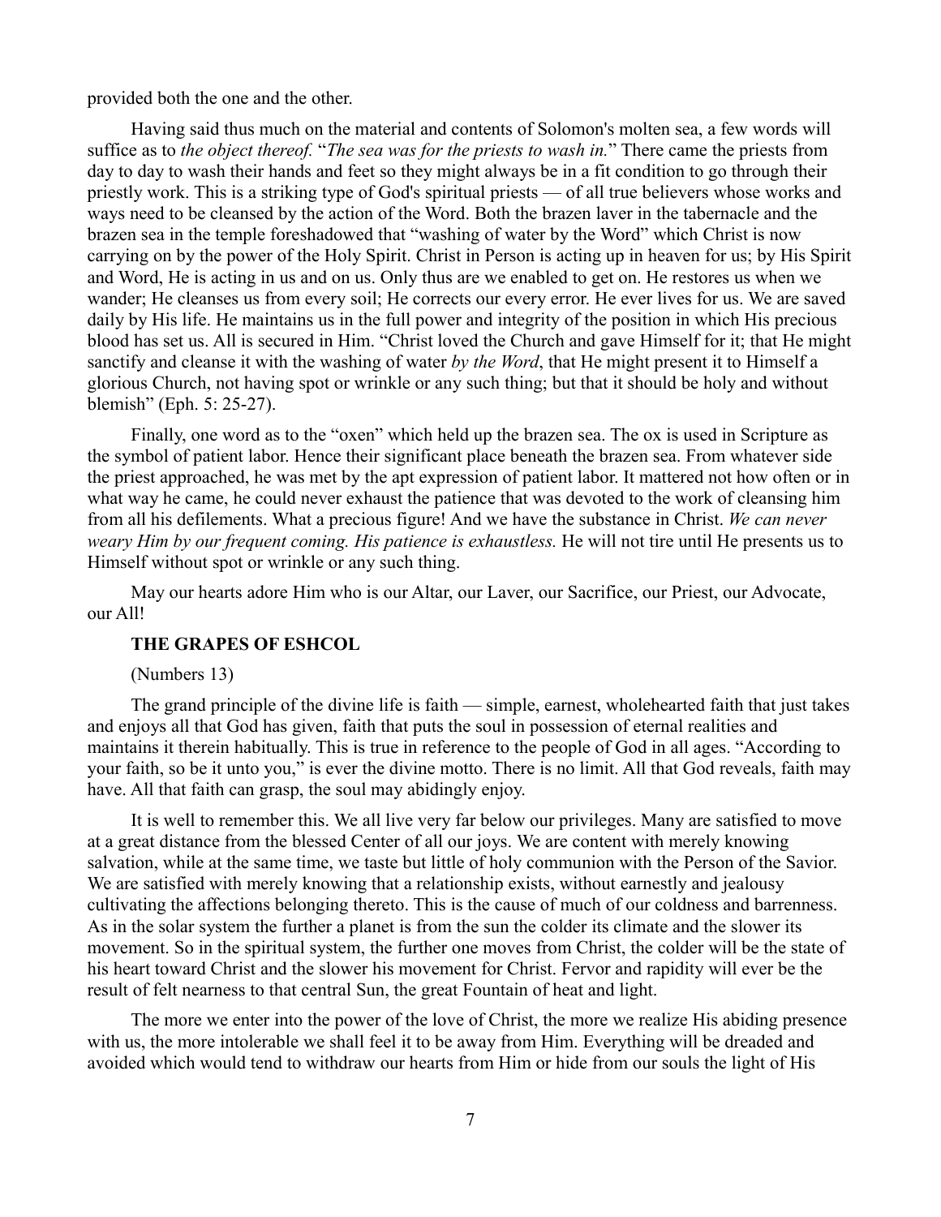provided both the one and the other.

Having said thus much on the material and contents of Solomon's molten sea, a few words will suffice as to *the object thereof.* "*The sea was for the priests to wash in.*" There came the priests from day to day to wash their hands and feet so they might always be in a fit condition to go through their priestly work. This is a striking type of God's spiritual priests — of all true believers whose works and ways need to be cleansed by the action of the Word. Both the brazen laver in the tabernacle and the brazen sea in the temple foreshadowed that "washing of water by the Word" which Christ is now carrying on by the power of the Holy Spirit. Christ in Person is acting up in heaven for us; by His Spirit and Word, He is acting in us and on us. Only thus are we enabled to get on. He restores us when we wander; He cleanses us from every soil; He corrects our every error. He ever lives for us. We are saved daily by His life. He maintains us in the full power and integrity of the position in which His precious blood has set us. All is secured in Him. "Christ loved the Church and gave Himself for it; that He might sanctify and cleanse it with the washing of water *by the Word*, that He might present it to Himself a glorious Church, not having spot or wrinkle or any such thing; but that it should be holy and without blemish" (Eph. 5: 25-27).

Finally, one word as to the "oxen" which held up the brazen sea. The ox is used in Scripture as the symbol of patient labor. Hence their significant place beneath the brazen sea. From whatever side the priest approached, he was met by the apt expression of patient labor. It mattered not how often or in what way he came, he could never exhaust the patience that was devoted to the work of cleansing him from all his defilements. What a precious figure! And we have the substance in Christ. *We can never weary Him by our frequent coming. His patience is exhaustless.* He will not tire until He presents us to Himself without spot or wrinkle or any such thing.

May our hearts adore Him who is our Altar, our Laver, our Sacrifice, our Priest, our Advocate, our All!

## THE GRAPES OF ESHCOL

(Numbers 13)

The grand principle of the divine life is faith — simple, earnest, wholehearted faith that just takes and enjoys all that God has given, faith that puts the soul in possession of eternal realities and maintains it therein habitually. This is true in reference to the people of God in all ages. "According to your faith, so be it unto you," is ever the divine motto. There is no limit. All that God reveals, faith may have. All that faith can grasp, the soul may abidingly enjoy.

It is well to remember this. We all live very far below our privileges. Many are satisfied to move at a great distance from the blessed Center of all our joys. We are content with merely knowing salvation, while at the same time, we taste but little of holy communion with the Person of the Savior. We are satisfied with merely knowing that a relationship exists, without earnestly and jealousy cultivating the affections belonging thereto. This is the cause of much of our coldness and barrenness. As in the solar system the further a planet is from the sun the colder its climate and the slower its movement. So in the spiritual system, the further one moves from Christ, the colder will be the state of his heart toward Christ and the slower his movement for Christ. Fervor and rapidity will ever be the result of felt nearness to that central Sun, the great Fountain of heat and light.

The more we enter into the power of the love of Christ, the more we realize His abiding presence with us, the more intolerable we shall feel it to be away from Him. Everything will be dreaded and avoided which would tend to withdraw our hearts from Him or hide from our souls the light of His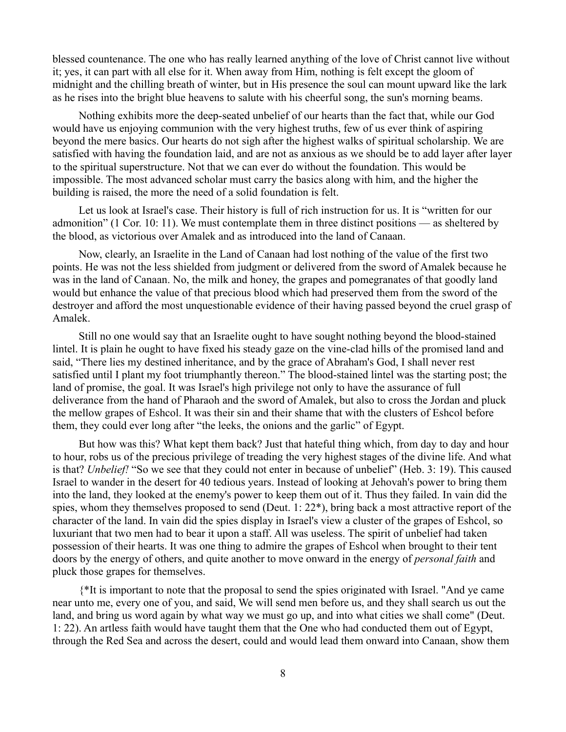blessed countenance. The one who has really learned anything of the love of Christ cannot live without it; yes, it can part with all else for it. When away from Him, nothing is felt except the gloom of midnight and the chilling breath of winter, but in His presence the soul can mount upward like the lark as he rises into the bright blue heavens to salute with his cheerful song, the sun's morning beams.

Nothing exhibits more the deep-seated unbelief of our hearts than the fact that, while our God would have us enjoying communion with the very highest truths, few of us ever think of aspiring beyond the mere basics. Our hearts do not sigh after the highest walks of spiritual scholarship. We are satisfied with having the foundation laid, and are not as anxious as we should be to add layer after layer to the spiritual superstructure. Not that we can ever do without the foundation. This would be impossible. The most advanced scholar must carry the basics along with him, and the higher the building is raised, the more the need of a solid foundation is felt.

Let us look at Israel's case. Their history is full of rich instruction for us. It is "written for our admonition" (1 Cor. 10: 11). We must contemplate them in three distinct positions — as sheltered by the blood, as victorious over Amalek and as introduced into the land of Canaan.

Now, clearly, an Israelite in the Land of Canaan had lost nothing of the value of the first two points. He was not the less shielded from judgment or delivered from the sword of Amalek because he was in the land of Canaan. No, the milk and honey, the grapes and pomegranates of that goodly land would but enhance the value of that precious blood which had preserved them from the sword of the destroyer and afford the most unquestionable evidence of their having passed beyond the cruel grasp of Amalek.

Still no one would say that an Israelite ought to have sought nothing beyond the blood-stained lintel. It is plain he ought to have fixed his steady gaze on the vine-clad hills of the promised land and said, "There lies my destined inheritance, and by the grace of Abraham's God, I shall never rest satisfied until I plant my foot triumphantly thereon." The blood-stained lintel was the starting post; the land of promise, the goal. It was Israel's high privilege not only to have the assurance of full deliverance from the hand of Pharaoh and the sword of Amalek, but also to cross the Jordan and pluck the mellow grapes of Eshcol. It was their sin and their shame that with the clusters of Eshcol before them, they could ever long after "the leeks, the onions and the garlic" of Egypt.

But how was this? What kept them back? Just that hateful thing which, from day to day and hour to hour, robs us of the precious privilege of treading the very highest stages of the divine life. And what is that? *Unbelief!* "So we see that they could not enter in because of unbelief" (Heb. 3: 19). This caused Israel to wander in the desert for 40 tedious years. Instead of looking at Jehovah's power to bring them into the land, they looked at the enemy's power to keep them out of it. Thus they failed. In vain did the spies, whom they themselves proposed to send (Deut. 1: 22*), bring back a most attractive report of the character of the land. In vain did the spies display in Israel's view a cluster of the grapes of Eshcol, so luxuriant that two men had to bear it upon a staff. All was useless. The spirit of unbelief had taken possession of their hearts. It was one thing to admire the grapes of Eshcol when brought to their tent doors by the energy of others, and quite another to move onward in the energy of *personal faith* and pluck those grapes for themselves.

{*It is important to note that the proposal to send the spies originated with Israel. "And ye came near unto me, every one of you, and said, We will send men before us, and they shall search us out the land, and bring us word again by what way we must go up, and into what cities we shall come" (Deut. 1: 22). An artless faith would have taught them that the One who had conducted them out of Egypt, through the Red Sea and across the desert, could and would lead them onward into Canaan, show them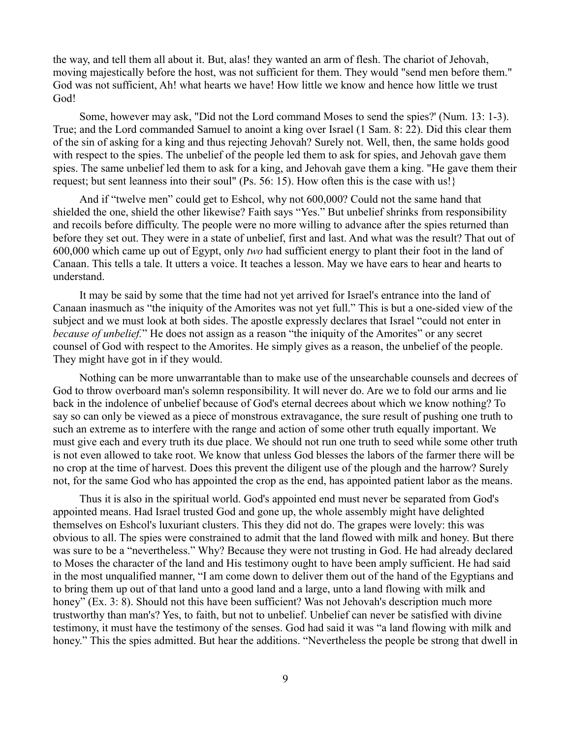the way, and tell them all about it. But, alas! they wanted an arm of flesh. The chariot of Jehovah, moving majestically before the host, was not sufficient for them. They would "send men before them." God was not sufficient, Ah! what hearts we have! How little we know and hence how little we trust God!

Some, however may ask, "Did not the Lord command Moses to send the spies?' (Num. 13: 1-3). True; and the Lord commanded Samuel to anoint a king over Israel (1 Sam. 8: 22). Did this clear them of the sin of asking for a king and thus rejecting Jehovah? Surely not. Well, then, the same holds good with respect to the spies. The unbelief of the people led them to ask for spies, and Jehovah gave them spies. The same unbelief led them to ask for a king, and Jehovah gave them a king. "He gave them their request; but sent leanness into their soul" (Ps. 56: 15). How often this is the case with us!}

And if "twelve men" could get to Eshcol, why not 600,000? Could not the same hand that shielded the one, shield the other likewise? Faith says "Yes." But unbelief shrinks from responsibility and recoils before difficulty. The people were no more willing to advance after the spies returned than before they set out. They were in a state of unbelief, first and last. And what was the result? That out of 600,000 which came up out of Egypt, only *two* had sufficient energy to plant their foot in the land of Canaan. This tells a tale. It utters a voice. It teaches a lesson. May we have ears to hear and hearts to understand.

It may be said by some that the time had not yet arrived for Israel's entrance into the land of Canaan inasmuch as "the iniquity of the Amorites was not yet full." This is but a one-sided view of the subject and we must look at both sides. The apostle expressly declares that Israel "could not enter in *because of unbelief.*" He does not assign as a reason "the iniquity of the Amorites" or any secret counsel of God with respect to the Amorites. He simply gives as a reason, the unbelief of the people. They might have got in if they would.

Nothing can be more unwarrantable than to make use of the unsearchable counsels and decrees of God to throw overboard man's solemn responsibility. It will never do. Are we to fold our arms and lie back in the indolence of unbelief because of God's eternal decrees about which we know nothing? To say so can only be viewed as a piece of monstrous extravagance, the sure result of pushing one truth to such an extreme as to interfere with the range and action of some other truth equally important. We must give each and every truth its due place. We should not run one truth to seed while some other truth is not even allowed to take root. We know that unless God blesses the labors of the farmer there will be no crop at the time of harvest. Does this prevent the diligent use of the plough and the harrow? Surely not, for the same God who has appointed the crop as the end, has appointed patient labor as the means.

Thus it is also in the spiritual world. God's appointed end must never be separated from God's appointed means. Had Israel trusted God and gone up, the whole assembly might have delighted themselves on Eshcol's luxuriant clusters. This they did not do. The grapes were lovely: this was obvious to all. The spies were constrained to admit that the land flowed with milk and honey. But there was sure to be a "nevertheless." Why? Because they were not trusting in God. He had already declared to Moses the character of the land and His testimony ought to have been amply sufficient. He had said in the most unqualified manner, "I am come down to deliver them out of the hand of the Egyptians and to bring them up out of that land unto a good land and a large, unto a land flowing with milk and honey" (Ex. 3: 8). Should not this have been sufficient? Was not Jehovah's description much more trustworthy than man's? Yes, to faith, but not to unbelief. Unbelief can never be satisfied with divine testimony, it must have the testimony of the senses. God had said it was "a land flowing with milk and honey." This the spies admitted. But hear the additions. "Nevertheless the people be strong that dwell in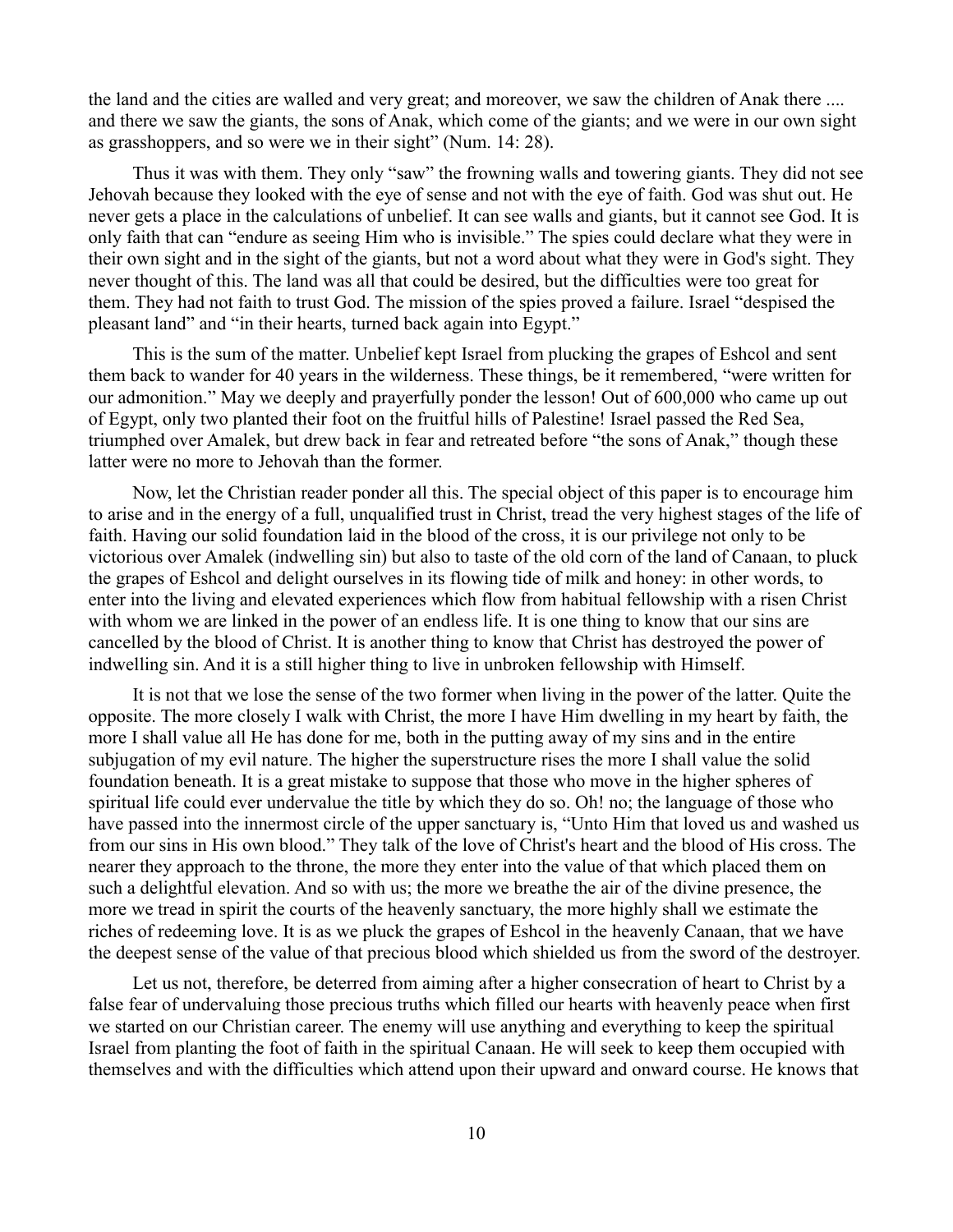the land and the cities are walled and very great; and moreover, we saw the children of Anak there .... and there we saw the giants, the sons of Anak, which come of the giants; and we were in our own sight as grasshoppers, and so were we in their sight" (Num. 14: 28).

Thus it was with them. They only "saw" the frowning walls and towering giants. They did not see Jehovah because they looked with the eye of sense and not with the eye of faith. God was shut out. He never gets a place in the calculations of unbelief. It can see walls and giants, but it cannot see God. It is only faith that can "endure as seeing Him who is invisible." The spies could declare what they were in their own sight and in the sight of the giants, but not a word about what they were in God's sight. They never thought of this. The land was all that could be desired, but the difficulties were too great for them. They had not faith to trust God. The mission of the spies proved a failure. Israel "despised the pleasant land" and "in their hearts, turned back again into Egypt."

This is the sum of the matter. Unbelief kept Israel from plucking the grapes of Eshcol and sent them back to wander for 40 years in the wilderness. These things, be it remembered, "were written for our admonition." May we deeply and prayerfully ponder the lesson! Out of 600,000 who came up out of Egypt, only two planted their foot on the fruitful hills of Palestine! Israel passed the Red Sea, triumphed over Amalek, but drew back in fear and retreated before "the sons of Anak," though these latter were no more to Jehovah than the former.

Now, let the Christian reader ponder all this. The special object of this paper is to encourage him to arise and in the energy of a full, unqualified trust in Christ, tread the very highest stages of the life of faith. Having our solid foundation laid in the blood of the cross, it is our privilege not only to be victorious over Amalek (indwelling sin) but also to taste of the old corn of the land of Canaan, to pluck the grapes of Eshcol and delight ourselves in its flowing tide of milk and honey: in other words, to enter into the living and elevated experiences which flow from habitual fellowship with a risen Christ with whom we are linked in the power of an endless life. It is one thing to know that our sins are cancelled by the blood of Christ. It is another thing to know that Christ has destroyed the power of indwelling sin. And it is a still higher thing to live in unbroken fellowship with Himself.

It is not that we lose the sense of the two former when living in the power of the latter. Quite the opposite. The more closely I walk with Christ, the more I have Him dwelling in my heart by faith, the more I shall value all He has done for me, both in the putting away of my sins and in the entire subjugation of my evil nature. The higher the superstructure rises the more I shall value the solid foundation beneath. It is a great mistake to suppose that those who move in the higher spheres of spiritual life could ever undervalue the title by which they do so. Oh! no; the language of those who have passed into the innermost circle of the upper sanctuary is, "Unto Him that loved us and washed us from our sins in His own blood." They talk of the love of Christ's heart and the blood of His cross. The nearer they approach to the throne, the more they enter into the value of that which placed them on such a delightful elevation. And so with us; the more we breathe the air of the divine presence, the more we tread in spirit the courts of the heavenly sanctuary, the more highly shall we estimate the riches of redeeming love. It is as we pluck the grapes of Eshcol in the heavenly Canaan, that we have the deepest sense of the value of that precious blood which shielded us from the sword of the destroyer.

Let us not, therefore, be deterred from aiming after a higher consecration of heart to Christ by a false fear of undervaluing those precious truths which filled our hearts with heavenly peace when first we started on our Christian career. The enemy will use anything and everything to keep the spiritual Israel from planting the foot of faith in the spiritual Canaan. He will seek to keep them occupied with themselves and with the difficulties which attend upon their upward and onward course. He knows that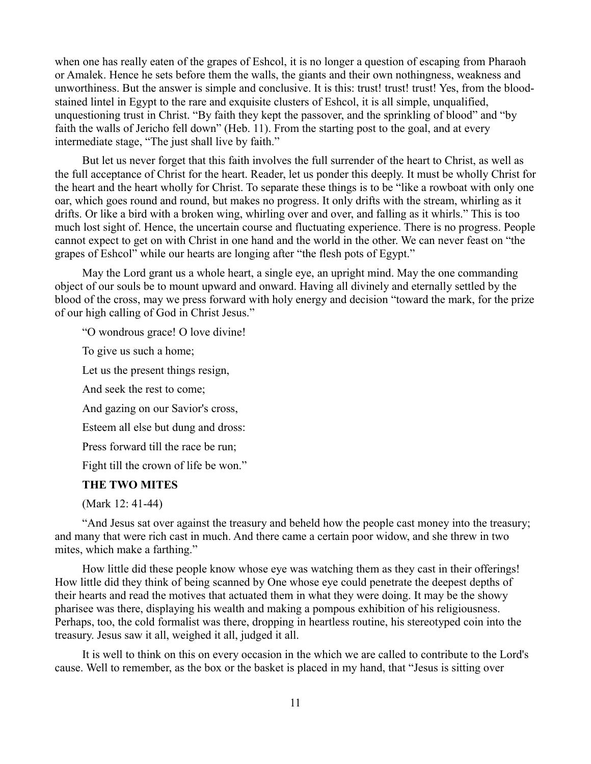when one has really eaten of the grapes of Eshcol, it is no longer a question of escaping from Pharaoh or Amalek. Hence he sets before them the walls, the giants and their own nothingness, weakness and unworthiness. But the answer is simple and conclusive. It is this: trust! trust! trust! Yes, from the blood-stained lintel in Egypt to the rare and exquisite clusters of Eshcol, it is all simple, unqualified, unquestioning trust in Christ. "By faith they kept the passover, and the sprinkling of blood" and "by faith the walls of Jericho fell down" (Heb. 11). From the starting post to the goal, and at every intermediate stage, "The just shall live by faith."

But let us never forget that this faith involves the full surrender of the heart to Christ, as well as the full acceptance of Christ for the heart. Reader, let us ponder this deeply. It must be wholly Christ for the heart and the heart wholly for Christ. To separate these things is to be "like a rowboat with only one oar, which goes round and round, but makes no progress. It only drifts with the stream, whirling as it drifts. Or like a bird with a broken wing, whirling over and over, and falling as it whirls." This is too much lost sight of. Hence, the uncertain course and fluctuating experience. There is no progress. People cannot expect to get on with Christ in one hand and the world in the other. We can never feast on "the grapes of Eshcol" while our hearts are longing after "the flesh pots of Egypt."

May the Lord grant us a whole heart, a single eye, an upright mind. May the one commanding object of our souls be to mount upward and onward. Having all divinely and eternally settled by the blood of the cross, may we press forward with holy energy and decision "toward the mark, for the prize of our high calling of God in Christ Jesus."

"O wondrous grace! O love divine!

To give us such a home;

Let us the present things resign,

And seek the rest to come;

And gazing on our Savior's cross,

Esteem all else but dung and dross:

Press forward till the race be run;

Fight till the crown of life be won."

## THE TWO MITES

(Mark 12: 41-44)

"And Jesus sat over against the treasury and beheld how the people cast money into the treasury; and many that were rich cast in much. And there came a certain poor widow, and she threw in two mites, which make a farthing."

How little did these people know whose eye was watching them as they cast in their offerings! How little did they think of being scanned by One whose eye could penetrate the deepest depths of their hearts and read the motives that actuated them in what they were doing. It may be the showy pharisee was there, displaying his wealth and making a pompous exhibition of his religiousness. Perhaps, too, the cold formalist was there, dropping in heartless routine, his stereotyped coin into the treasury. Jesus saw it all, weighed it all, judged it all.

It is well to think on this on every occasion in the which we are called to contribute to the Lord's cause. Well to remember, as the box or the basket is placed in my hand, that "Jesus is sitting over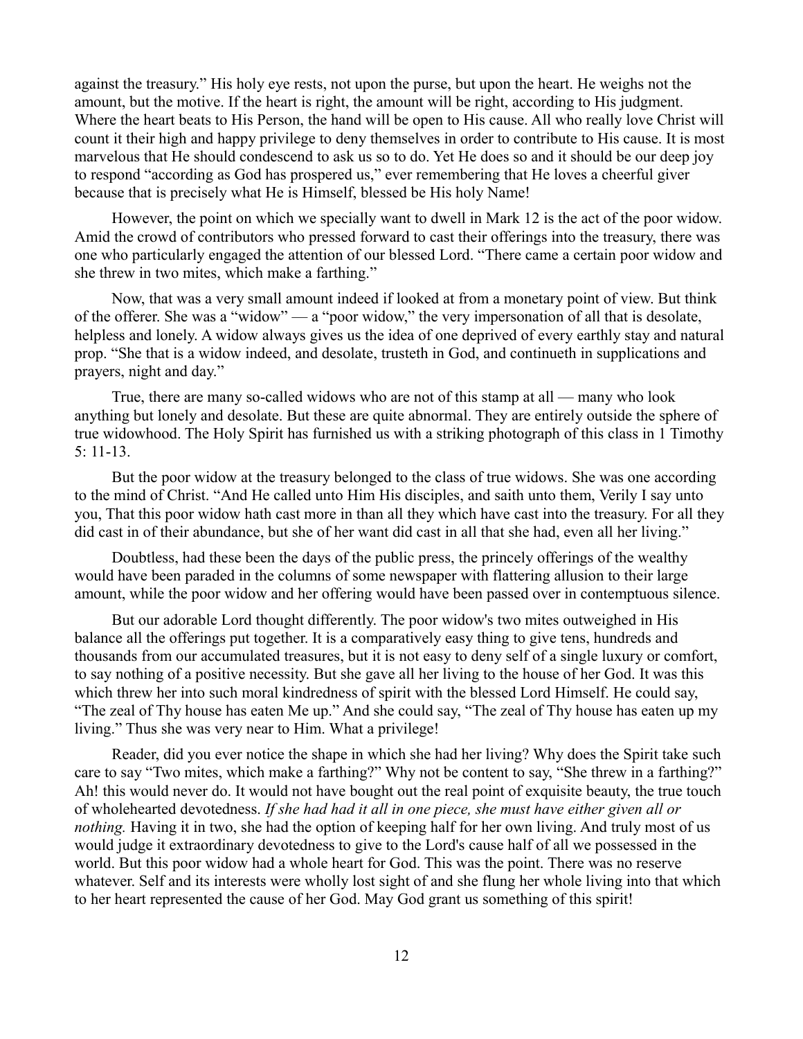against the treasury." His holy eye rests, not upon the purse, but upon the heart. He weighs not the amount, but the motive. If the heart is right, the amount will be right, according to His judgment. Where the heart beats to His Person, the hand will be open to His cause. All who really love Christ will count it their high and happy privilege to deny themselves in order to contribute to His cause. It is most marvelous that He should condescend to ask us so to do. Yet He does so and it should be our deep joy to respond "according as God has prospered us," ever remembering that He loves a cheerful giver because that is precisely what He is Himself, blessed be His holy Name!

However, the point on which we specially want to dwell in Mark 12 is the act of the poor widow. Amid the crowd of contributors who pressed forward to cast their offerings into the treasury, there was one who particularly engaged the attention of our blessed Lord. "There came a certain poor widow and she threw in two mites, which make a farthing."

Now, that was a very small amount indeed if looked at from a monetary point of view. But think of the offerer. She was a "widow" — a "poor widow," the very impersonation of all that is desolate, helpless and lonely. A widow always gives us the idea of one deprived of every earthly stay and natural prop. "She that is a widow indeed, and desolate, trusteth in God, and continueth in supplications and prayers, night and day."

True, there are many so-called widows who are not of this stamp at all — many who look anything but lonely and desolate. But these are quite abnormal. They are entirely outside the sphere of true widowhood. The Holy Spirit has furnished us with a striking photograph of this class in 1 Timothy 5: 11-13.

But the poor widow at the treasury belonged to the class of true widows. She was one according to the mind of Christ. "And He called unto Him His disciples, and saith unto them, Verily I say unto you, That this poor widow hath cast more in than all they which have cast into the treasury. For all they did cast in of their abundance, but she of her want did cast in all that she had, even all her living."

Doubtless, had these been the days of the public press, the princely offerings of the wealthy would have been paraded in the columns of some newspaper with flattering allusion to their large amount, while the poor widow and her offering would have been passed over in contemptuous silence.

But our adorable Lord thought differently. The poor widow's two mites outweighed in His balance all the offerings put together. It is a comparatively easy thing to give tens, hundreds and thousands from our accumulated treasures, but it is not easy to deny self of a single luxury or comfort, to say nothing of a positive necessity. But she gave all her living to the house of her God. It was this which threw her into such moral kindredness of spirit with the blessed Lord Himself. He could say, "The zeal of Thy house has eaten Me up." And she could say, "The zeal of Thy house has eaten up my living." Thus she was very near to Him. What a privilege!

Reader, did you ever notice the shape in which she had her living? Why does the Spirit take such care to say "Two mites, which make a farthing?" Why not be content to say, "She threw in a farthing?" Ah! this would never do. It would not have bought out the real point of exquisite beauty, the true touch of wholehearted devotedness. *If she had had it all in one piece, she must have either given all or nothing.* Having it in two, she had the option of keeping half for her own living. And truly most of us would judge it extraordinary devotedness to give to the Lord's cause half of all we possessed in the world. But this poor widow had a whole heart for God. This was the point. There was no reserve whatever. Self and its interests were wholly lost sight of and she flung her whole living into that which to her heart represented the cause of her God. May God grant us something of this spirit!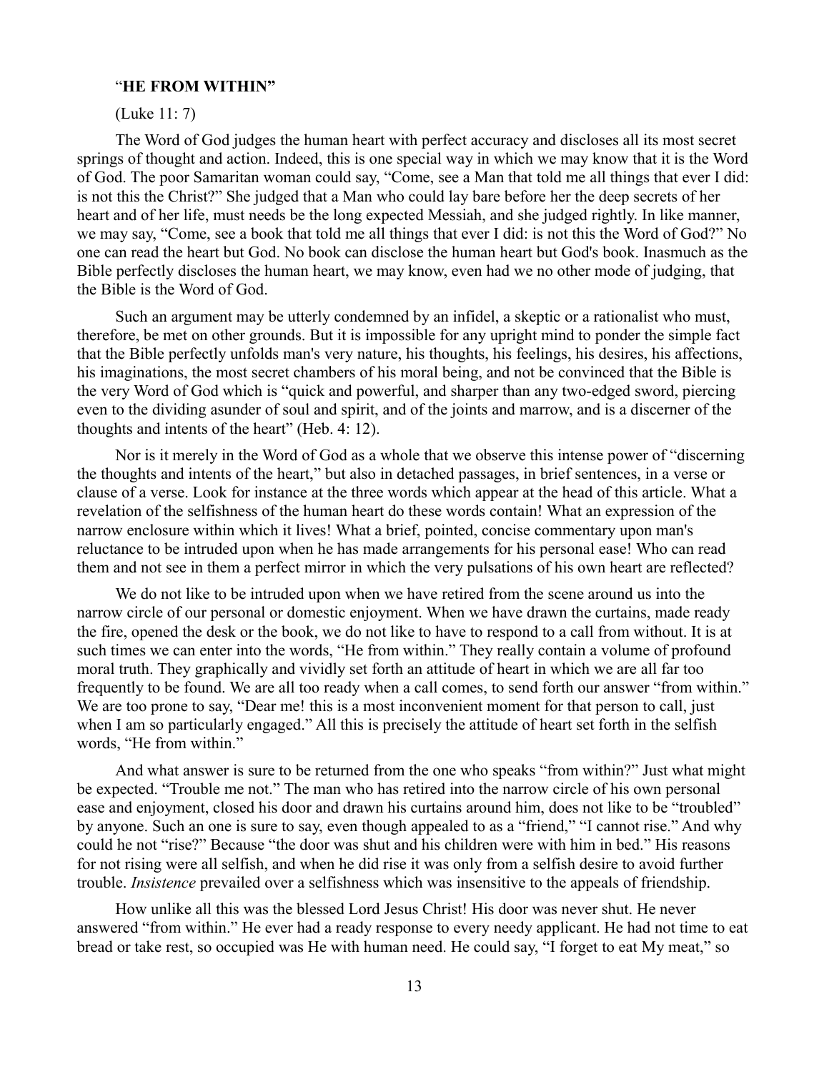## "HE FROM WITHIN"

(Luke 11: 7)

The Word of God judges the human heart with perfect accuracy and discloses all its most secret springs of thought and action. Indeed, this is one special way in which we may know that it is the Word of God. The poor Samaritan woman could say, "Come, see a Man that told me all things that ever I did: is not this the Christ?" She judged that a Man who could lay bare before her the deep secrets of her heart and of her life, must needs be the long expected Messiah, and she judged rightly. In like manner, we may say, "Come, see a book that told me all things that ever I did: is not this the Word of God?" No one can read the heart but God. No book can disclose the human heart but God's book. Inasmuch as the Bible perfectly discloses the human heart, we may know, even had we no other mode of judging, that the Bible is the Word of God.

Such an argument may be utterly condemned by an infidel, a skeptic or a rationalist who must, therefore, be met on other grounds. But it is impossible for any upright mind to ponder the simple fact that the Bible perfectly unfolds man's very nature, his thoughts, his feelings, his desires, his affections, his imaginations, the most secret chambers of his moral being, and not be convinced that the Bible is the very Word of God which is "quick and powerful, and sharper than any two-edged sword, piercing even to the dividing asunder of soul and spirit, and of the joints and marrow, and is a discerner of the thoughts and intents of the heart" (Heb. 4: 12).

Nor is it merely in the Word of God as a whole that we observe this intense power of "discerning the thoughts and intents of the heart," but also in detached passages, in brief sentences, in a verse or clause of a verse. Look for instance at the three words which appear at the head of this article. What a revelation of the selfishness of the human heart do these words contain! What an expression of the narrow enclosure within which it lives! What a brief, pointed, concise commentary upon man's reluctance to be intruded upon when he has made arrangements for his personal ease! Who can read them and not see in them a perfect mirror in which the very pulsations of his own heart are reflected?

We do not like to be intruded upon when we have retired from the scene around us into the narrow circle of our personal or domestic enjoyment. When we have drawn the curtains, made ready the fire, opened the desk or the book, we do not like to have to respond to a call from without. It is at such times we can enter into the words, "He from within." They really contain a volume of profound moral truth. They graphically and vividly set forth an attitude of heart in which we are all far too frequently to be found. We are all too ready when a call comes, to send forth our answer "from within." We are too prone to say, "Dear me! this is a most inconvenient moment for that person to call, just when I am so particularly engaged." All this is precisely the attitude of heart set forth in the selfish words, "He from within."

And what answer is sure to be returned from the one who speaks "from within?" Just what might be expected. "Trouble me not." The man who has retired into the narrow circle of his own personal ease and enjoyment, closed his door and drawn his curtains around him, does not like to be "troubled" by anyone. Such an one is sure to say, even though appealed to as a "friend," "I cannot rise." And why could he not "rise?" Because "the door was shut and his children were with him in bed." His reasons for not rising were all selfish, and when he did rise it was only from a selfish desire to avoid further trouble. *Insistence* prevailed over a selfishness which was insensitive to the appeals of friendship.

How unlike all this was the blessed Lord Jesus Christ! His door was never shut. He never answered "from within." He ever had a ready response to every needy applicant. He had not time to eat bread or take rest, so occupied was He with human need. He could say, "I forget to eat My meat," so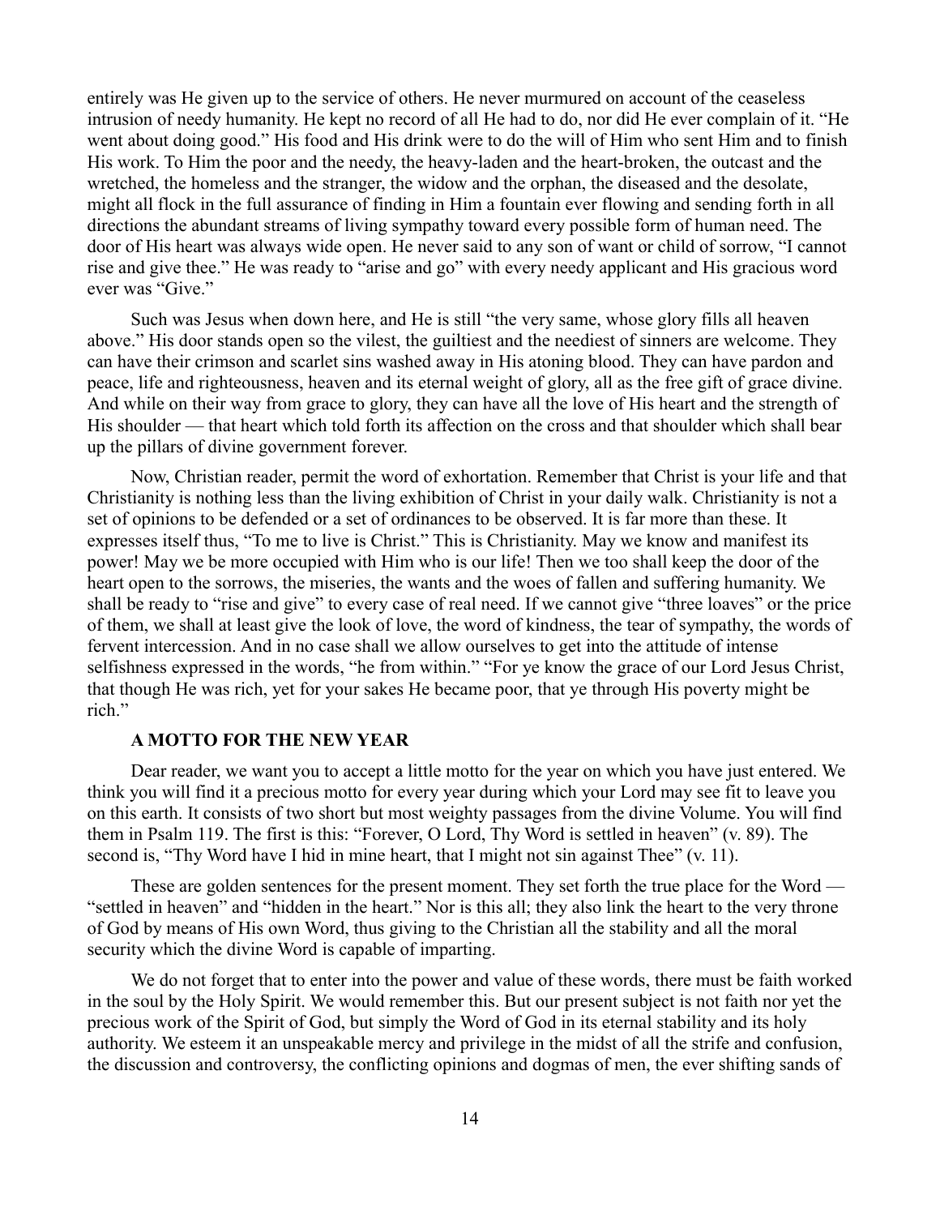entirely was He given up to the service of others. He never murmured on account of the ceaseless intrusion of needy humanity. He kept no record of all He had to do, nor did He ever complain of it. "He went about doing good." His food and His drink were to do the will of Him who sent Him and to finish His work. To Him the poor and the needy, the heavy-laden and the heart-broken, the outcast and the wretched, the homeless and the stranger, the widow and the orphan, the diseased and the desolate, might all flock in the full assurance of finding in Him a fountain ever flowing and sending forth in all directions the abundant streams of living sympathy toward every possible form of human need. The door of His heart was always wide open. He never said to any son of want or child of sorrow, "I cannot rise and give thee." He was ready to "arise and go" with every needy applicant and His gracious word ever was "Give."

Such was Jesus when down here, and He is still "the very same, whose glory fills all heaven above." His door stands open so the vilest, the guiltiest and the neediest of sinners are welcome. They can have their crimson and scarlet sins washed away in His atoning blood. They can have pardon and peace, life and righteousness, heaven and its eternal weight of glory, all as the free gift of grace divine. And while on their way from grace to glory, they can have all the love of His heart and the strength of His shoulder — that heart which told forth its affection on the cross and that shoulder which shall bear up the pillars of divine government forever.

Now, Christian reader, permit the word of exhortation. Remember that Christ is your life and that Christianity is nothing less than the living exhibition of Christ in your daily walk. Christianity is not a set of opinions to be defended or a set of ordinances to be observed. It is far more than these. It expresses itself thus, "To me to live is Christ." This is Christianity. May we know and manifest its power! May we be more occupied with Him who is our life! Then we too shall keep the door of the heart open to the sorrows, the miseries, the wants and the woes of fallen and suffering humanity. We shall be ready to "rise and give" to every case of real need. If we cannot give "three loaves" or the price of them, we shall at least give the look of love, the word of kindness, the tear of sympathy, the words of fervent intercession. And in no case shall we allow ourselves to get into the attitude of intense selfishness expressed in the words, "he from within." "For ye know the grace of our Lord Jesus Christ, that though He was rich, yet for your sakes He became poor, that ye through His poverty might be rich."

### A MOTTO FOR THE NEW YEAR

Dear reader, we want you to accept a little motto for the year on which you have just entered. We think you will find it a precious motto for every year during which your Lord may see fit to leave you on this earth. It consists of two short but most weighty passages from the divine Volume. You will find them in Psalm 119. The first is this: "Forever, O Lord, Thy Word is settled in heaven" (v. 89). The second is, "Thy Word have I hid in mine heart, that I might not sin against Thee" (v. 11).

These are golden sentences for the present moment. They set forth the true place for the Word — "settled in heaven" and "hidden in the heart." Nor is this all; they also link the heart to the very throne of God by means of His own Word, thus giving to the Christian all the stability and all the moral security which the divine Word is capable of imparting.

We do not forget that to enter into the power and value of these words, there must be faith worked in the soul by the Holy Spirit. We would remember this. But our present subject is not faith nor yet the precious work of the Spirit of God, but simply the Word of God in its eternal stability and its holy authority. We esteem it an unspeakable mercy and privilege in the midst of all the strife and confusion, the discussion and controversy, the conflicting opinions and dogmas of men, the ever shifting sands of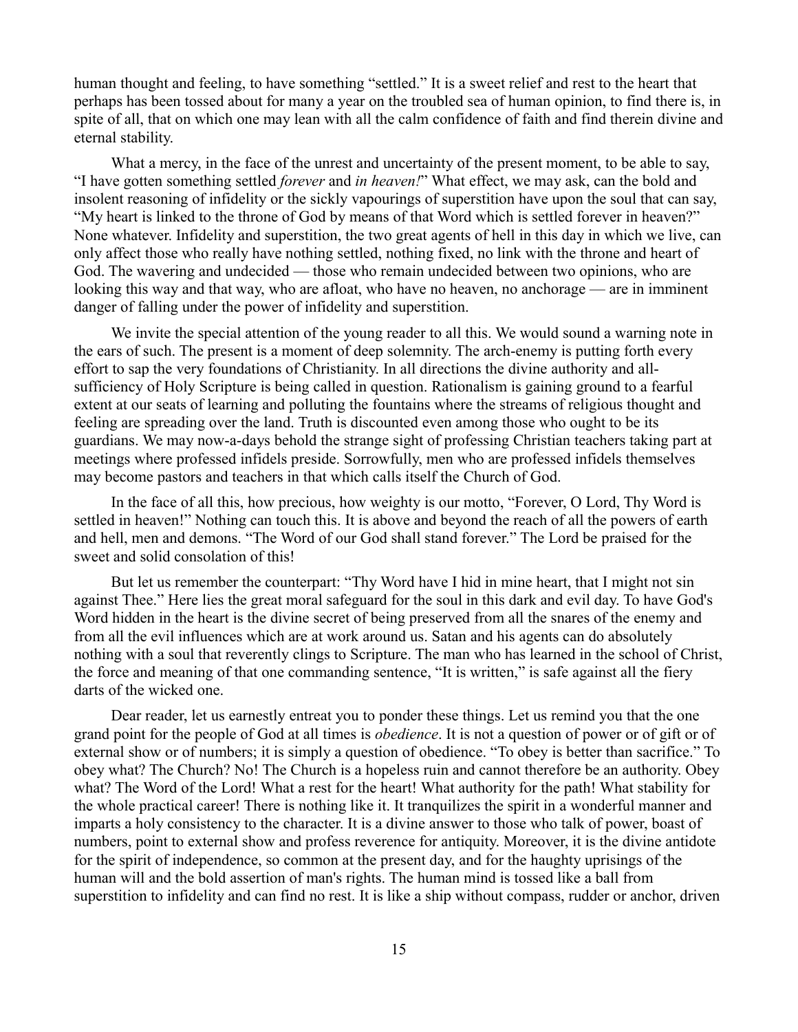human thought and feeling, to have something "settled." It is a sweet relief and rest to the heart that perhaps has been tossed about for many a year on the troubled sea of human opinion, to find there is, in spite of all, that on which one may lean with all the calm confidence of faith and find therein divine and eternal stability.

What a mercy, in the face of the unrest and uncertainty of the present moment, to be able to say, "I have gotten something settled *forever* and *in heaven!*" What effect, we may ask, can the bold and insolent reasoning of infidelity or the sickly vapourings of superstition have upon the soul that can say, "My heart is linked to the throne of God by means of that Word which is settled forever in heaven?" None whatever. Infidelity and superstition, the two great agents of hell in this day in which we live, can only affect those who really have nothing settled, nothing fixed, no link with the throne and heart of God. The wavering and undecided — those who remain undecided between two opinions, who are looking this way and that way, who are afloat, who have no heaven, no anchorage — are in imminent danger of falling under the power of infidelity and superstition.

We invite the special attention of the young reader to all this. We would sound a warning note in the ears of such. The present is a moment of deep solemnity. The arch-enemy is putting forth every effort to sap the very foundations of Christianity. In all directions the divine authority and all-sufficiency of Holy Scripture is being called in question. Rationalism is gaining ground to a fearful extent at our seats of learning and polluting the fountains where the streams of religious thought and feeling are spreading over the land. Truth is discounted even among those who ought to be its guardians. We may now-a-days behold the strange sight of professing Christian teachers taking part at meetings where professed infidels preside. Sorrowfully, men who are professed infidels themselves may become pastors and teachers in that which calls itself the Church of God.

In the face of all this, how precious, how weighty is our motto, "Forever, O Lord, Thy Word is settled in heaven!" Nothing can touch this. It is above and beyond the reach of all the powers of earth and hell, men and demons. "The Word of our God shall stand forever." The Lord be praised for the sweet and solid consolation of this!

But let us remember the counterpart: "Thy Word have I hid in mine heart, that I might not sin against Thee." Here lies the great moral safeguard for the soul in this dark and evil day. To have God's Word hidden in the heart is the divine secret of being preserved from all the snares of the enemy and from all the evil influences which are at work around us. Satan and his agents can do absolutely nothing with a soul that reverently clings to Scripture. The man who has learned in the school of Christ, the force and meaning of that one commanding sentence, "It is written," is safe against all the fiery darts of the wicked one.

Dear reader, let us earnestly entreat you to ponder these things. Let us remind you that the one grand point for the people of God at all times is *obedience*. It is not a question of power or of gift or of external show or of numbers; it is simply a question of obedience. "To obey is better than sacrifice." To obey what? The Church? No! The Church is a hopeless ruin and cannot therefore be an authority. Obey what? The Word of the Lord! What a rest for the heart! What authority for the path! What stability for the whole practical career! There is nothing like it. It tranquilizes the spirit in a wonderful manner and imparts a holy consistency to the character. It is a divine answer to those who talk of power, boast of numbers, point to external show and profess reverence for antiquity. Moreover, it is the divine antidote for the spirit of independence, so common at the present day, and for the haughty uprisings of the human will and the bold assertion of man's rights. The human mind is tossed like a ball from superstition to infidelity and can find no rest. It is like a ship without compass, rudder or anchor, driven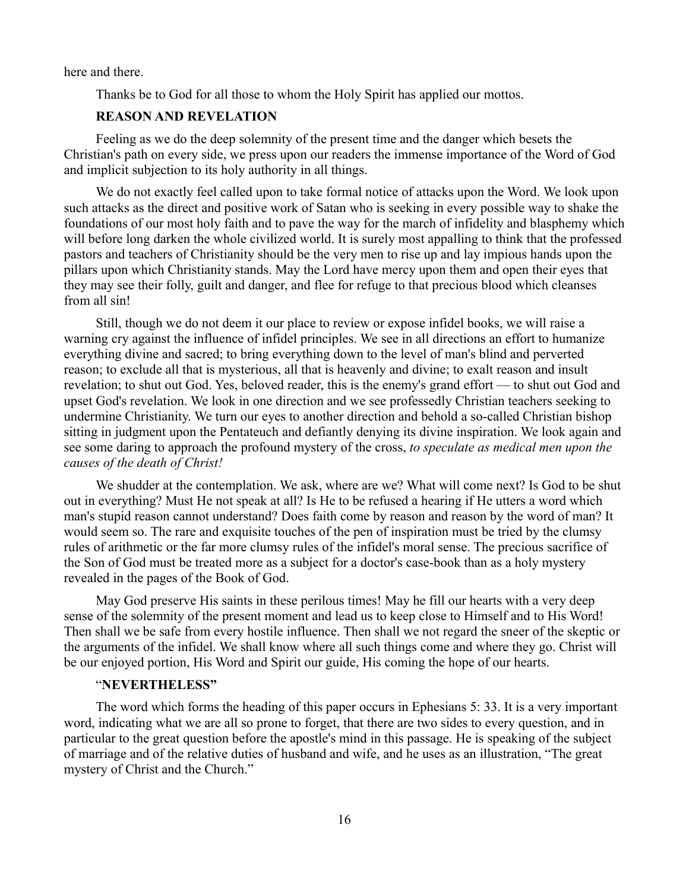here and there.

Thanks be to God for all those to whom the Holy Spirit has applied our mottos.

### REASON AND REVELATION

Feeling as we do the deep solemnity of the present time and the danger which besets the Christian's path on every side, we press upon our readers the immense importance of the Word of God and implicit subjection to its holy authority in all things.

We do not exactly feel called upon to take formal notice of attacks upon the Word. We look upon such attacks as the direct and positive work of Satan who is seeking in every possible way to shake the foundations of our most holy faith and to pave the way for the march of infidelity and blasphemy which will before long darken the whole civilized world. It is surely most appalling to think that the professed pastors and teachers of Christianity should be the very men to rise up and lay impious hands upon the pillars upon which Christianity stands. May the Lord have mercy upon them and open their eyes that they may see their folly, guilt and danger, and flee for refuge to that precious blood which cleanses from all sin!

Still, though we do not deem it our place to review or expose infidel books, we will raise a warning cry against the influence of infidel principles. We see in all directions an effort to humanize everything divine and sacred; to bring everything down to the level of man's blind and perverted reason; to exclude all that is mysterious, all that is heavenly and divine; to exalt reason and insult revelation; to shut out God. Yes, beloved reader, this is the enemy's grand effort — to shut out God and upset God's revelation. We look in one direction and we see professedly Christian teachers seeking to undermine Christianity. We turn our eyes to another direction and behold a so-called Christian bishop sitting in judgment upon the Pentateuch and defiantly denying its divine inspiration. We look again and see some daring to approach the profound mystery of the cross, *to speculate as medical men upon the causes of the death of Christ!*

We shudder at the contemplation. We ask, where are we? What will come next? Is God to be shut out in everything? Must He not speak at all? Is He to be refused a hearing if He utters a word which man's stupid reason cannot understand? Does faith come by reason and reason by the word of man? It would seem so. The rare and exquisite touches of the pen of inspiration must be tried by the clumsy rules of arithmetic or the far more clumsy rules of the infidel's moral sense. The precious sacrifice of the Son of God must be treated more as a subject for a doctor's case-book than as a holy mystery revealed in the pages of the Book of God.

May God preserve His saints in these perilous times! May he fill our hearts with a very deep sense of the solemnity of the present moment and lead us to keep close to Himself and to His Word! Then shall we be safe from every hostile influence. Then shall we not regard the sneer of the skeptic or the arguments of the infidel. We shall know where all such things come and where they go. Christ will be our enjoyed portion, His Word and Spirit our guide, His coming the hope of our hearts.

### "NEVERTHELESS"

The word which forms the heading of this paper occurs in Ephesians 5: 33. It is a very important word, indicating what we are all so prone to forget, that there are two sides to every question, and in particular to the great question before the apostle's mind in this passage. He is speaking of the subject of marriage and of the relative duties of husband and wife, and he uses as an illustration, "The great mystery of Christ and the Church."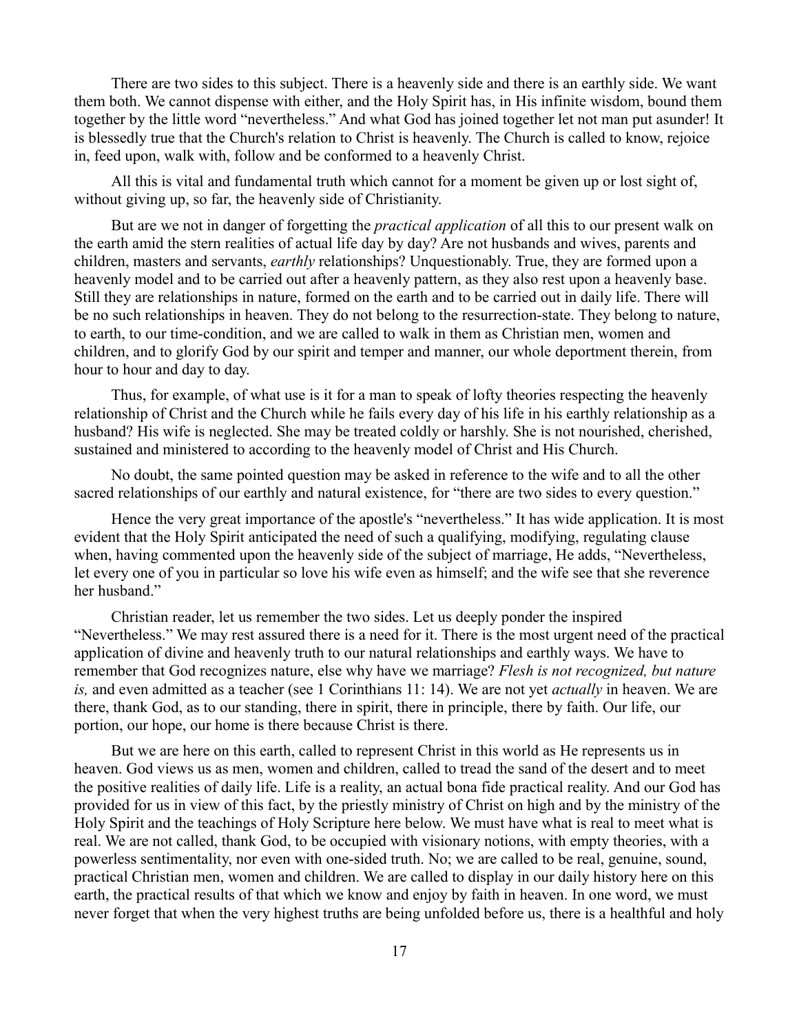There are two sides to this subject. There is a heavenly side and there is an earthly side. We want them both. We cannot dispense with either, and the Holy Spirit has, in His infinite wisdom, bound them together by the little word "nevertheless." And what God has joined together let not man put asunder! It is blessedly true that the Church's relation to Christ is heavenly. The Church is called to know, rejoice in, feed upon, walk with, follow and be conformed to a heavenly Christ.

All this is vital and fundamental truth which cannot for a moment be given up or lost sight of, without giving up, so far, the heavenly side of Christianity.

But are we not in danger of forgetting the *practical application* of all this to our present walk on the earth amid the stern realities of actual life day by day? Are not husbands and wives, parents and children, masters and servants, *earthly* relationships? Unquestionably. True, they are formed upon a heavenly model and to be carried out after a heavenly pattern, as they also rest upon a heavenly base. Still they are relationships in nature, formed on the earth and to be carried out in daily life. There will be no such relationships in heaven. They do not belong to the resurrection-state. They belong to nature, to earth, to our time-condition, and we are called to walk in them as Christian men, women and children, and to glorify God by our spirit and temper and manner, our whole deportment therein, from hour to hour and day to day.

Thus, for example, of what use is it for a man to speak of lofty theories respecting the heavenly relationship of Christ and the Church while he fails every day of his life in his earthly relationship as a husband? His wife is neglected. She may be treated coldly or harshly. She is not nourished, cherished, sustained and ministered to according to the heavenly model of Christ and His Church.

No doubt, the same pointed question may be asked in reference to the wife and to all the other sacred relationships of our earthly and natural existence, for "there are two sides to every question."

Hence the very great importance of the apostle's "nevertheless." It has wide application. It is most evident that the Holy Spirit anticipated the need of such a qualifying, modifying, regulating clause when, having commented upon the heavenly side of the subject of marriage, He adds, "Nevertheless, let every one of you in particular so love his wife even as himself; and the wife see that she reverence her husband."

Christian reader, let us remember the two sides. Let us deeply ponder the inspired "Nevertheless." We may rest assured there is a need for it. There is the most urgent need of the practical application of divine and heavenly truth to our natural relationships and earthly ways. We have to remember that God recognizes nature, else why have we marriage? *Flesh is not recognized, but nature is,* and even admitted as a teacher (see 1 Corinthians 11: 14). We are not yet *actually* in heaven. We are there, thank God, as to our standing, there in spirit, there in principle, there by faith. Our life, our portion, our hope, our home is there because Christ is there.

But we are here on this earth, called to represent Christ in this world as He represents us in heaven. God views us as men, women and children, called to tread the sand of the desert and to meet the positive realities of daily life. Life is a reality, an actual bona fide practical reality. And our God has provided for us in view of this fact, by the priestly ministry of Christ on high and by the ministry of the Holy Spirit and the teachings of Holy Scripture here below. We must have what is real to meet what is real. We are not called, thank God, to be occupied with visionary notions, with empty theories, with a powerless sentimentality, nor even with one-sided truth. No; we are called to be real, genuine, sound, practical Christian men, women and children. We are called to display in our daily history here on this earth, the practical results of that which we know and enjoy by faith in heaven. In one word, we must never forget that when the very highest truths are being unfolded before us, there is a healthful and holy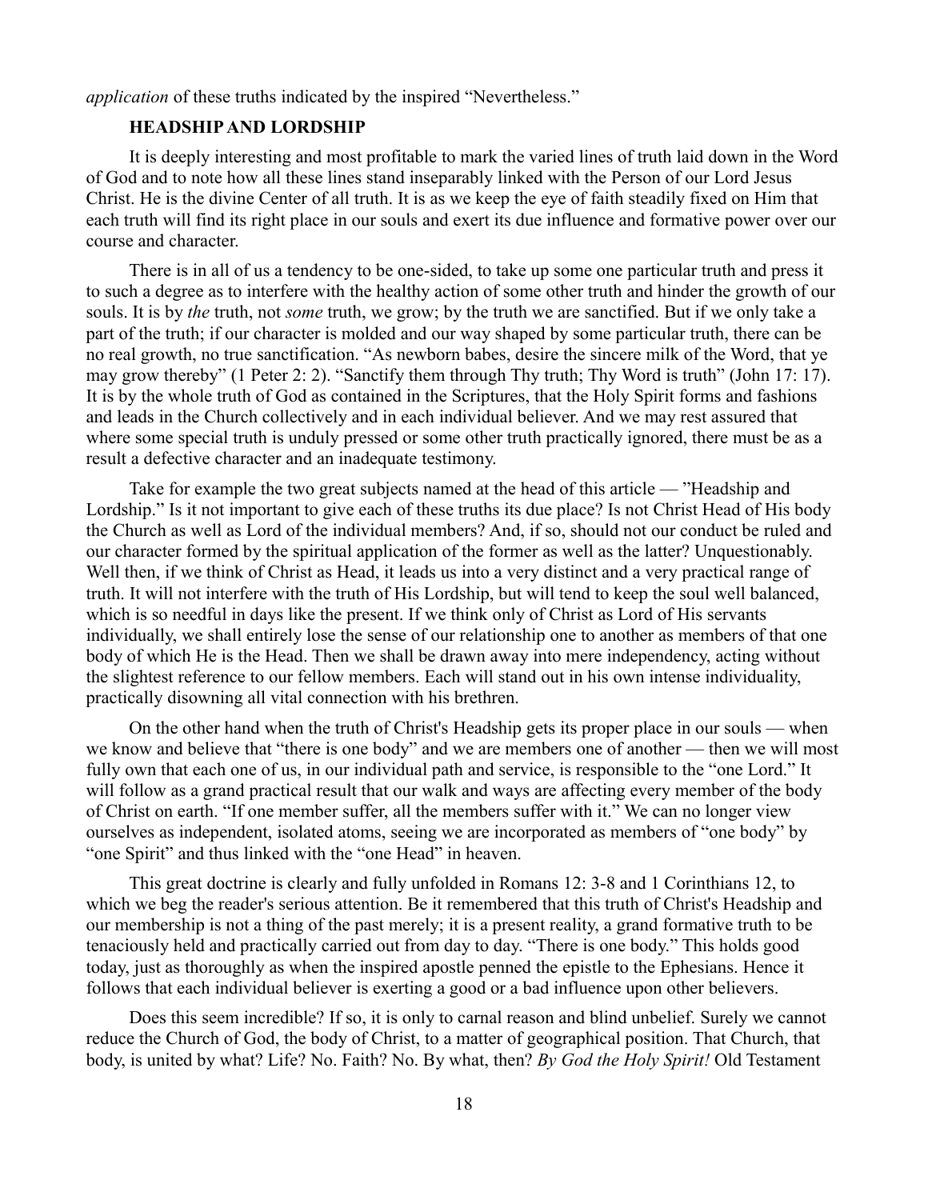*application* of these truths indicated by the inspired "Nevertheless."

### HEADSHIP AND LORDSHIP

It is deeply interesting and most profitable to mark the varied lines of truth laid down in the Word of God and to note how all these lines stand inseparably linked with the Person of our Lord Jesus Christ. He is the divine Center of all truth. It is as we keep the eye of faith steadily fixed on Him that each truth will find its right place in our souls and exert its due influence and formative power over our course and character.

There is in all of us a tendency to be one-sided, to take up some one particular truth and press it to such a degree as to interfere with the healthy action of some other truth and hinder the growth of our souls. It is by *the* truth, not *some* truth, we grow; by the truth we are sanctified. But if we only take a part of the truth; if our character is molded and our way shaped by some particular truth, there can be no real growth, no true sanctification. "As newborn babes, desire the sincere milk of the Word, that ye may grow thereby" (1 Peter 2: 2). "Sanctify them through Thy truth; Thy Word is truth" (John 17: 17). It is by the whole truth of God as contained in the Scriptures, that the Holy Spirit forms and fashions and leads in the Church collectively and in each individual believer. And we may rest assured that where some special truth is unduly pressed or some other truth practically ignored, there must be as a result a defective character and an inadequate testimony.

Take for example the two great subjects named at the head of this article — "Headship and Lordship." Is it not important to give each of these truths its due place? Is not Christ Head of His body the Church as well as Lord of the individual members? And, if so, should not our conduct be ruled and our character formed by the spiritual application of the former as well as the latter? Unquestionably. Well then, if we think of Christ as Head, it leads us into a very distinct and a very practical range of truth. It will not interfere with the truth of His Lordship, but will tend to keep the soul well balanced, which is so needful in days like the present. If we think only of Christ as Lord of His servants individually, we shall entirely lose the sense of our relationship one to another as members of that one body of which He is the Head. Then we shall be drawn away into mere independency, acting without the slightest reference to our fellow members. Each will stand out in his own intense individuality, practically disowning all vital connection with his brethren.

On the other hand when the truth of Christ's Headship gets its proper place in our souls — when we know and believe that "there is one body" and we are members one of another — then we will most fully own that each one of us, in our individual path and service, is responsible to the "one Lord." It will follow as a grand practical result that our walk and ways are affecting every member of the body of Christ on earth. "If one member suffer, all the members suffer with it." We can no longer view ourselves as independent, isolated atoms, seeing we are incorporated as members of "one body" by "one Spirit" and thus linked with the "one Head" in heaven.

This great doctrine is clearly and fully unfolded in Romans 12: 3-8 and 1 Corinthians 12, to which we beg the reader's serious attention. Be it remembered that this truth of Christ's Headship and our membership is not a thing of the past merely; it is a present reality, a grand formative truth to be tenaciously held and practically carried out from day to day. "There is one body." This holds good today, just as thoroughly as when the inspired apostle penned the epistle to the Ephesians. Hence it follows that each individual believer is exerting a good or a bad influence upon other believers.

Does this seem incredible? If so, it is only to carnal reason and blind unbelief. Surely we cannot reduce the Church of God, the body of Christ, to a matter of geographical position. That Church, that body, is united by what? Life? No. Faith? No. By what, then? *By God the Holy Spirit!* Old Testament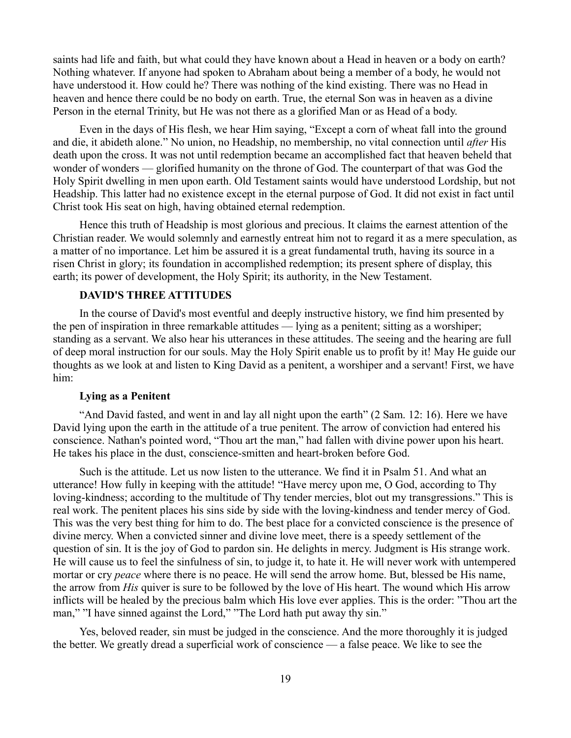saints had life and faith, but what could they have known about a Head in heaven or a body on earth? Nothing whatever. If anyone had spoken to Abraham about being a member of a body, he would not have understood it. How could he? There was nothing of the kind existing. There was no Head in heaven and hence there could be no body on earth. True, the eternal Son was in heaven as a divine Person in the eternal Trinity, but He was not there as a glorified Man or as Head of a body.

Even in the days of His flesh, we hear Him saying, "Except a corn of wheat fall into the ground and die, it abideth alone." No union, no Headship, no membership, no vital connection until *after* His death upon the cross. It was not until redemption became an accomplished fact that heaven beheld that wonder of wonders — glorified humanity on the throne of God. The counterpart of that was God the Holy Spirit dwelling in men upon earth. Old Testament saints would have understood Lordship, but not Headship. This latter had no existence except in the eternal purpose of God. It did not exist in fact until Christ took His seat on high, having obtained eternal redemption.

Hence this truth of Headship is most glorious and precious. It claims the earnest attention of the Christian reader. We would solemnly and earnestly entreat him not to regard it as a mere speculation, as a matter of no importance. Let him be assured it is a great fundamental truth, having its source in a risen Christ in glory; its foundation in accomplished redemption; its present sphere of display, this earth; its power of development, the Holy Spirit; its authority, in the New Testament.

## DAVID'S THREE ATTITUDES

In the course of David's most eventful and deeply instructive history, we find him presented by the pen of inspiration in three remarkable attitudes — lying as a penitent; sitting as a worshiper; standing as a servant. We also hear his utterances in these attitudes. The seeing and the hearing are full of deep moral instruction for our souls. May the Holy Spirit enable us to profit by it! May He guide our thoughts as we look at and listen to King David as a penitent, a worshiper and a servant! First, we have him:

### Lying as a Penitent

"And David fasted, and went in and lay all night upon the earth" (2 Sam. 12: 16). Here we have David lying upon the earth in the attitude of a true penitent. The arrow of conviction had entered his conscience. Nathan's pointed word, "Thou art the man," had fallen with divine power upon his heart. He takes his place in the dust, conscience-smitten and heart-broken before God.

Such is the attitude. Let us now listen to the utterance. We find it in Psalm 51. And what an utterance! How fully in keeping with the attitude! "Have mercy upon me, O God, according to Thy loving-kindness; according to the multitude of Thy tender mercies, blot out my transgressions." This is real work. The penitent places his sins side by side with the loving-kindness and tender mercy of God. This was the very best thing for him to do. The best place for a convicted conscience is the presence of divine mercy. When a convicted sinner and divine love meet, there is a speedy settlement of the question of sin. It is the joy of God to pardon sin. He delights in mercy. Judgment is His strange work. He will cause us to feel the sinfulness of sin, to judge it, to hate it. He will never work with untempered mortar or cry *peace* where there is no peace. He will send the arrow home. But, blessed be His name, the arrow from *His* quiver is sure to be followed by the love of His heart. The wound which His arrow inflicts will be healed by the precious balm which His love ever applies. This is the order: "Thou art the man," "I have sinned against the Lord," "The Lord hath put away thy sin."

Yes, beloved reader, sin must be judged in the conscience. And the more thoroughly it is judged the better. We greatly dread a superficial work of conscience — a false peace. We like to see the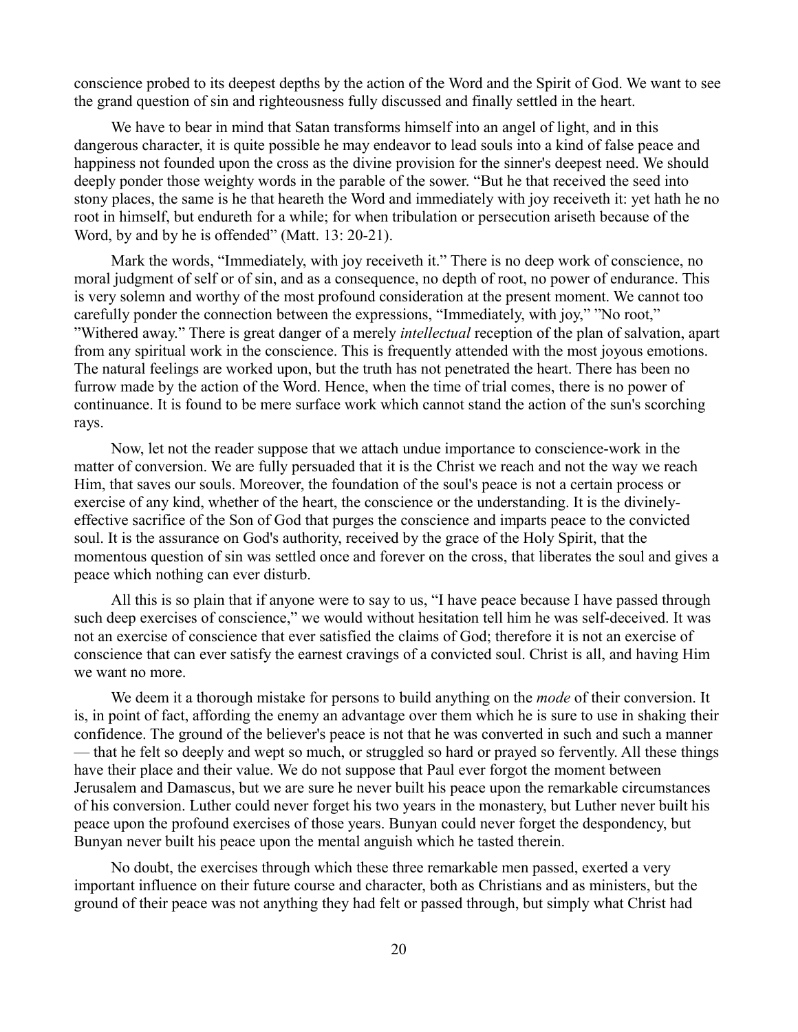conscience probed to its deepest depths by the action of the Word and the Spirit of God. We want to see the grand question of sin and righteousness fully discussed and finally settled in the heart.

We have to bear in mind that Satan transforms himself into an angel of light, and in this dangerous character, it is quite possible he may endeavor to lead souls into a kind of false peace and happiness not founded upon the cross as the divine provision for the sinner's deepest need. We should deeply ponder those weighty words in the parable of the sower. “But he that received the seed into stony places, the same is he that heareth the Word and immediately with joy receiveth it: yet hath he no root in himself, but endureth for a while; for when tribulation or persecution ariseth because of the Word, by and by he is offended” (Matt. 13: 20-21).

Mark the words, “Immediately, with joy receiveth it.” There is no deep work of conscience, no moral judgment of self or of sin, and as a consequence, no depth of root, no power of endurance. This is very solemn and worthy of the most profound consideration at the present moment. We cannot too carefully ponder the connection between the expressions, “Immediately, with joy,” ”No root,” ”Withered away.” There is great danger of a merely *intellectual* reception of the plan of salvation, apart from any spiritual work in the conscience. This is frequently attended with the most joyous emotions. The natural feelings are worked upon, but the truth has not penetrated the heart. There has been no furrow made by the action of the Word. Hence, when the time of trial comes, there is no power of continuance. It is found to be mere surface work which cannot stand the action of the sun's scorching rays.

Now, let not the reader suppose that we attach undue importance to conscience-work in the matter of conversion. We are fully persuaded that it is the Christ we reach and not the way we reach Him, that saves our souls. Moreover, the foundation of the soul's peace is not a certain process or exercise of any kind, whether of the heart, the conscience or the understanding. It is the divinely-effective sacrifice of the Son of God that purges the conscience and imparts peace to the convicted soul. It is the assurance on God's authority, received by the grace of the Holy Spirit, that the momentous question of sin was settled once and forever on the cross, that liberates the soul and gives a peace which nothing can ever disturb.

All this is so plain that if anyone were to say to us, “I have peace because I have passed through such deep exercises of conscience,” we would without hesitation tell him he was self-deceived. It was not an exercise of conscience that ever satisfied the claims of God; therefore it is not an exercise of conscience that can ever satisfy the earnest cravings of a convicted soul. Christ is all, and having Him we want no more.

We deem it a thorough mistake for persons to build anything on the *mode* of their conversion. It is, in point of fact, affording the enemy an advantage over them which he is sure to use in shaking their confidence. The ground of the believer's peace is not that he was converted in such and such a manner — that he felt so deeply and wept so much, or struggled so hard or prayed so fervently. All these things have their place and their value. We do not suppose that Paul ever forgot the moment between Jerusalem and Damascus, but we are sure he never built his peace upon the remarkable circumstances of his conversion. Luther could never forget his two years in the monastery, but Luther never built his peace upon the profound exercises of those years. Bunyan could never forget the despondency, but Bunyan never built his peace upon the mental anguish which he tasted therein.

No doubt, the exercises through which these three remarkable men passed, exerted a very important influence on their future course and character, both as Christians and as ministers, but the ground of their peace was not anything they had felt or passed through, but simply what Christ had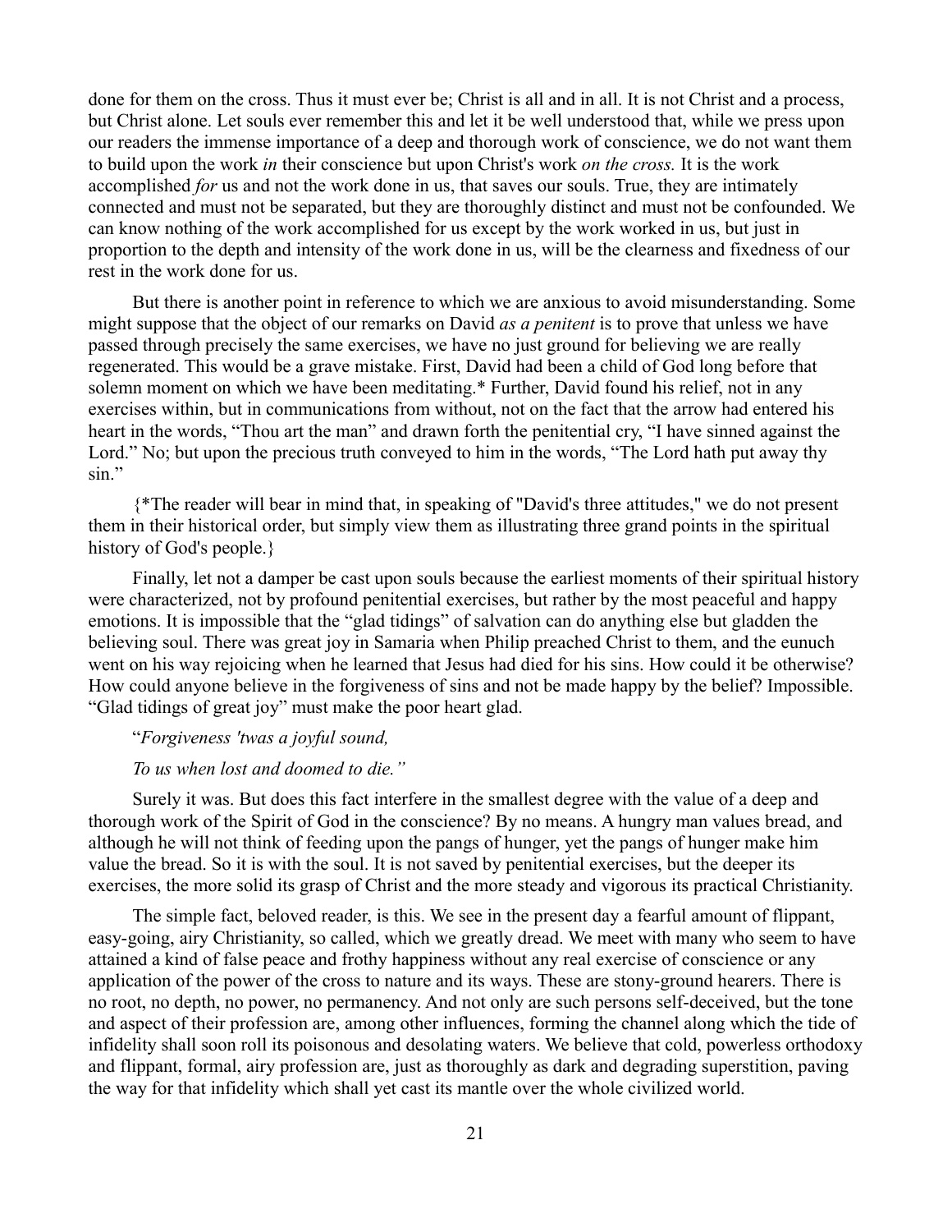done for them on the cross. Thus it must ever be; Christ is all and in all. It is not Christ and a process, but Christ alone. Let souls ever remember this and let it be well understood that, while we press upon our readers the immense importance of a deep and thorough work of conscience, we do not want them to build upon the work *in* their conscience but upon Christ's work *on the cross.* It is the work accomplished *for* us and not the work done in us, that saves our souls. True, they are intimately connected and must not be separated, but they are thoroughly distinct and must not be confounded. We can know nothing of the work accomplished for us except by the work worked in us, but just in proportion to the depth and intensity of the work done in us, will be the clearness and fixedness of our rest in the work done for us.

But there is another point in reference to which we are anxious to avoid misunderstanding. Some might suppose that the object of our remarks on David *as a penitent* is to prove that unless we have passed through precisely the same exercises, we have no just ground for believing we are really regenerated. This would be a grave mistake. First, David had been a child of God long before that solemn moment on which we have been meditating.* Further, David found his relief, not in any exercises within, but in communications from without, not on the fact that the arrow had entered his heart in the words, "Thou art the man" and drawn forth the penitential cry, "I have sinned against the Lord." No; but upon the precious truth conveyed to him in the words, "The Lord hath put away thy sin."

{*The reader will bear in mind that, in speaking of "David's three attitudes," we do not present them in their historical order, but simply view them as illustrating three grand points in the spiritual history of God's people.}

Finally, let not a damper be cast upon souls because the earliest moments of their spiritual history were characterized, not by profound penitential exercises, but rather by the most peaceful and happy emotions. It is impossible that the "glad tidings" of salvation can do anything else but gladden the believing soul. There was great joy in Samaria when Philip preached Christ to them, and the eunuch went on his way rejoicing when he learned that Jesus had died for his sins. How could it be otherwise? How could anyone believe in the forgiveness of sins and not be made happy by the belief? Impossible. "Glad tidings of great joy" must make the poor heart glad.

"*Forgiveness 'twas a joyful sound,*

*To us when lost and doomed to die."*

Surely it was. But does this fact interfere in the smallest degree with the value of a deep and thorough work of the Spirit of God in the conscience? By no means. A hungry man values bread, and although he will not think of feeding upon the pangs of hunger, yet the pangs of hunger make him value the bread. So it is with the soul. It is not saved by penitential exercises, but the deeper its exercises, the more solid its grasp of Christ and the more steady and vigorous its practical Christianity.

The simple fact, beloved reader, is this. We see in the present day a fearful amount of flippant, easy-going, airy Christianity, so called, which we greatly dread. We meet with many who seem to have attained a kind of false peace and frothy happiness without any real exercise of conscience or any application of the power of the cross to nature and its ways. These are stony-ground hearers. There is no root, no depth, no power, no permanency. And not only are such persons self-deceived, but the tone and aspect of their profession are, among other influences, forming the channel along which the tide of infidelity shall soon roll its poisonous and desolating waters. We believe that cold, powerless orthodoxy and flippant, formal, airy profession are, just as thoroughly as dark and degrading superstition, paving the way for that infidelity which shall yet cast its mantle over the whole civilized world.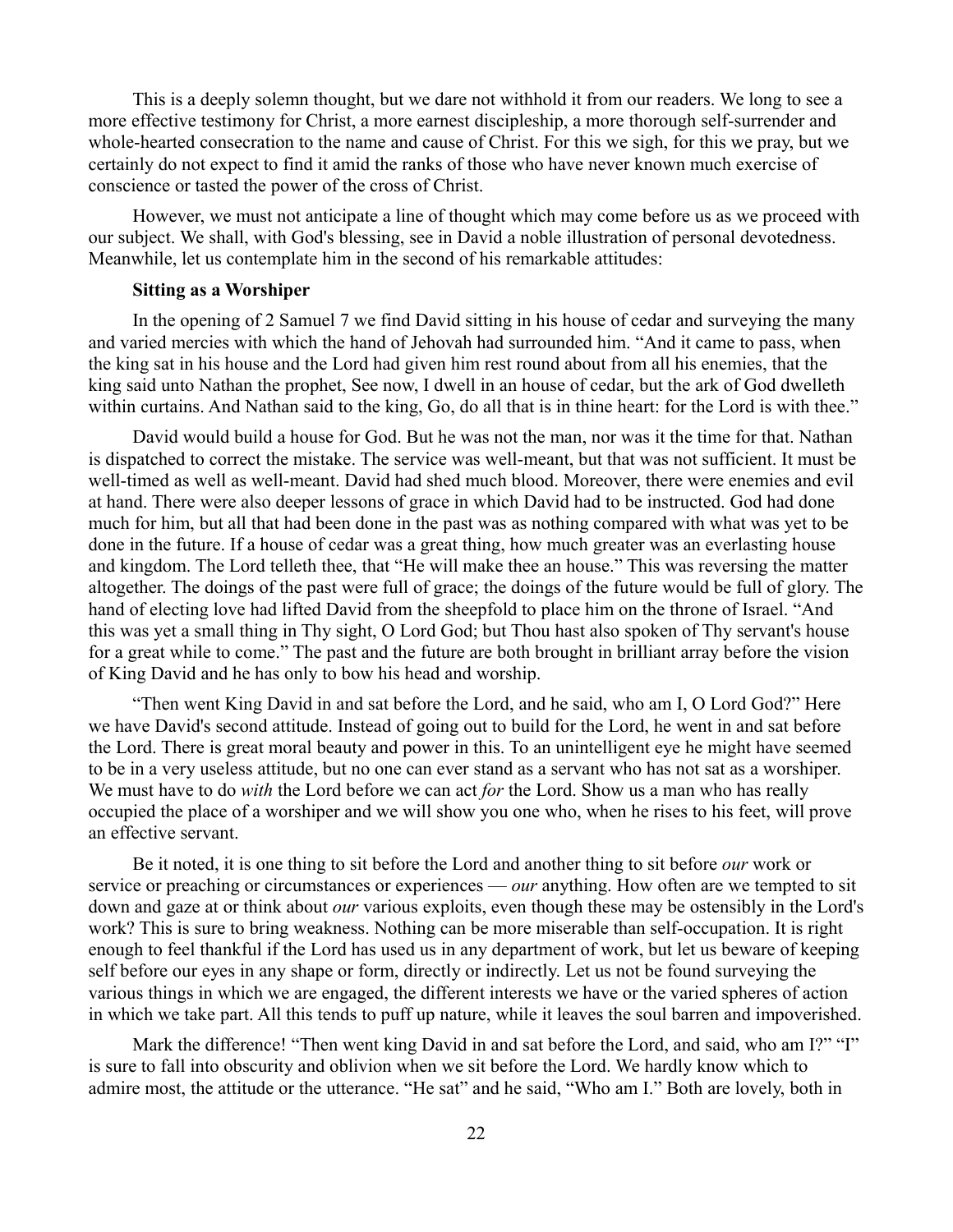This is a deeply solemn thought, but we dare not withhold it from our readers. We long to see a more effective testimony for Christ, a more earnest discipleship, a more thorough self-surrender and whole-hearted consecration to the name and cause of Christ. For this we sigh, for this we pray, but we certainly do not expect to find it amid the ranks of those who have never known much exercise of conscience or tasted the power of the cross of Christ.

However, we must not anticipate a line of thought which may come before us as we proceed with our subject. We shall, with God's blessing, see in David a noble illustration of personal devotedness. Meanwhile, let us contemplate him in the second of his remarkable attitudes:

**Sitting as a Worshiper**

In the opening of 2 Samuel 7 we find David sitting in his house of cedar and surveying the many and varied mercies with which the hand of Jehovah had surrounded him. "And it came to pass, when the king sat in his house and the Lord had given him rest round about from all his enemies, that the king said unto Nathan the prophet, See now, I dwell in an house of cedar, but the ark of God dwelleth within curtains. And Nathan said to the king, Go, do all that is in thine heart: for the Lord is with thee."

David would build a house for God. But he was not the man, nor was it the time for that. Nathan is dispatched to correct the mistake. The service was well-meant, but that was not sufficient. It must be well-timed as well as well-meant. David had shed much blood. Moreover, there were enemies and evil at hand. There were also deeper lessons of grace in which David had to be instructed. God had done much for him, but all that had been done in the past was as nothing compared with what was yet to be done in the future. If a house of cedar was a great thing, how much greater was an everlasting house and kingdom. The Lord telleth thee, that "He will make thee an house." This was reversing the matter altogether. The doings of the past were full of grace; the doings of the future would be full of glory. The hand of electing love had lifted David from the sheepfold to place him on the throne of Israel. "And this was yet a small thing in Thy sight, O Lord God; but Thou hast also spoken of Thy servant's house for a great while to come." The past and the future are both brought in brilliant array before the vision of King David and he has only to bow his head and worship.

"Then went King David in and sat before the Lord, and he said, who am I, O Lord God?" Here we have David's second attitude. Instead of going out to build for the Lord, he went in and sat before the Lord. There is great moral beauty and power in this. To an unintelligent eye he might have seemed to be in a very useless attitude, but no one can ever stand as a servant who has not sat as a worshiper. We must have to do *with* the Lord before we can act *for* the Lord. Show us a man who has really occupied the place of a worshiper and we will show you one who, when he rises to his feet, will prove an effective servant.

Be it noted, it is one thing to sit before the Lord and another thing to sit before *our* work or service or preaching or circumstances or experiences — *our* anything. How often are we tempted to sit down and gaze at or think about *our* various exploits, even though these may be ostensibly in the Lord's work? This is sure to bring weakness. Nothing can be more miserable than self-occupation. It is right enough to feel thankful if the Lord has used us in any department of work, but let us beware of keeping self before our eyes in any shape or form, directly or indirectly. Let us not be found surveying the various things in which we are engaged, the different interests we have or the varied spheres of action in which we take part. All this tends to puff up nature, while it leaves the soul barren and impoverished.

Mark the difference! "Then went king David in and sat before the Lord, and said, who am I?" "I" is sure to fall into obscurity and oblivion when we sit before the Lord. We hardly know which to admire most, the attitude or the utterance. "He sat" and he said, "Who am I." Both are lovely, both in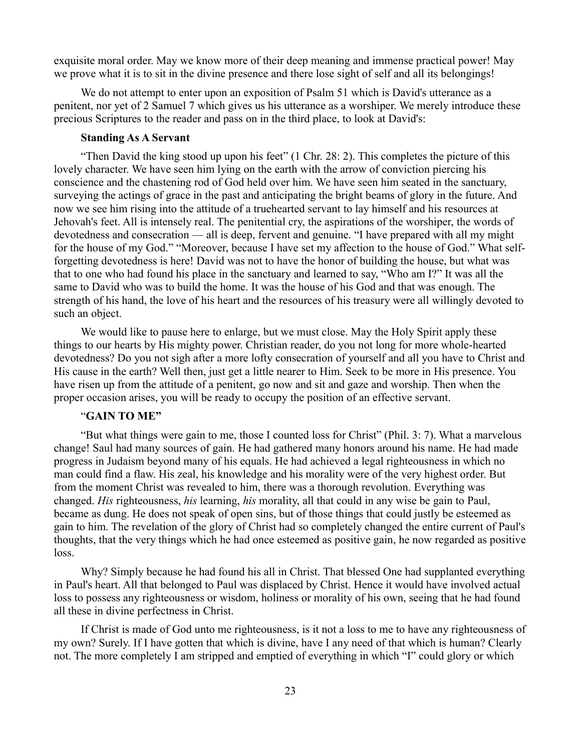exquisite moral order. May we know more of their deep meaning and immense practical power! May we prove what it is to sit in the divine presence and there lose sight of self and all its belongings!

We do not attempt to enter upon an exposition of Psalm 51 which is David's utterance as a penitent, nor yet of 2 Samuel 7 which gives us his utterance as a worshiper. We merely introduce these precious Scriptures to the reader and pass on in the third place, to look at David's:

### Standing As A Servant

"Then David the king stood up upon his feet" (1 Chr. 28: 2). This completes the picture of this lovely character. We have seen him lying on the earth with the arrow of conviction piercing his conscience and the chastening rod of God held over him. We have seen him seated in the sanctuary, surveying the actings of grace in the past and anticipating the bright beams of glory in the future. And now we see him rising into the attitude of a truehearted servant to lay himself and his resources at Jehovah's feet. All is intensely real. The penitential cry, the aspirations of the worshiper, the words of devotedness and consecration — all is deep, fervent and genuine. "I have prepared with all my might for the house of my God." "Moreover, because I have set my affection to the house of God." What self-forgetting devotedness is here! David was not to have the honor of building the house, but what was that to one who had found his place in the sanctuary and learned to say, "Who am I?" It was all the same to David who was to build the home. It was the house of his God and that was enough. The strength of his hand, the love of his heart and the resources of his treasury were all willingly devoted to such an object.

We would like to pause here to enlarge, but we must close. May the Holy Spirit apply these things to our hearts by His mighty power. Christian reader, do you not long for more whole-hearted devotedness? Do you not sigh after a more lofty consecration of yourself and all you have to Christ and His cause in the earth? Well then, just get a little nearer to Him. Seek to be more in His presence. You have risen up from the attitude of a penitent, go now and sit and gaze and worship. Then when the proper occasion arises, you will be ready to occupy the position of an effective servant.

## "GAIN TO ME"

"But what things were gain to me, those I counted loss for Christ" (Phil. 3: 7). What a marvelous change! Saul had many sources of gain. He had gathered many honors around his name. He had made progress in Judaism beyond many of his equals. He had achieved a legal righteousness in which no man could find a flaw. His zeal, his knowledge and his morality were of the very highest order. But from the moment Christ was revealed to him, there was a thorough revolution. Everything was changed. *His* righteousness, *his* learning, *his* morality, all that could in any wise be gain to Paul, became as dung. He does not speak of open sins, but of those things that could justly be esteemed as gain to him. The revelation of the glory of Christ had so completely changed the entire current of Paul's thoughts, that the very things which he had once esteemed as positive gain, he now regarded as positive loss.

Why? Simply because he had found his all in Christ. That blessed One had supplanted everything in Paul's heart. All that belonged to Paul was displaced by Christ. Hence it would have involved actual loss to possess any righteousness or wisdom, holiness or morality of his own, seeing that he had found all these in divine perfectness in Christ.

If Christ is made of God unto me righteousness, is it not a loss to me to have any righteousness of my own? Surely. If I have gotten that which is divine, have I any need of that which is human? Clearly not. The more completely I am stripped and emptied of everything in which "I" could glory or which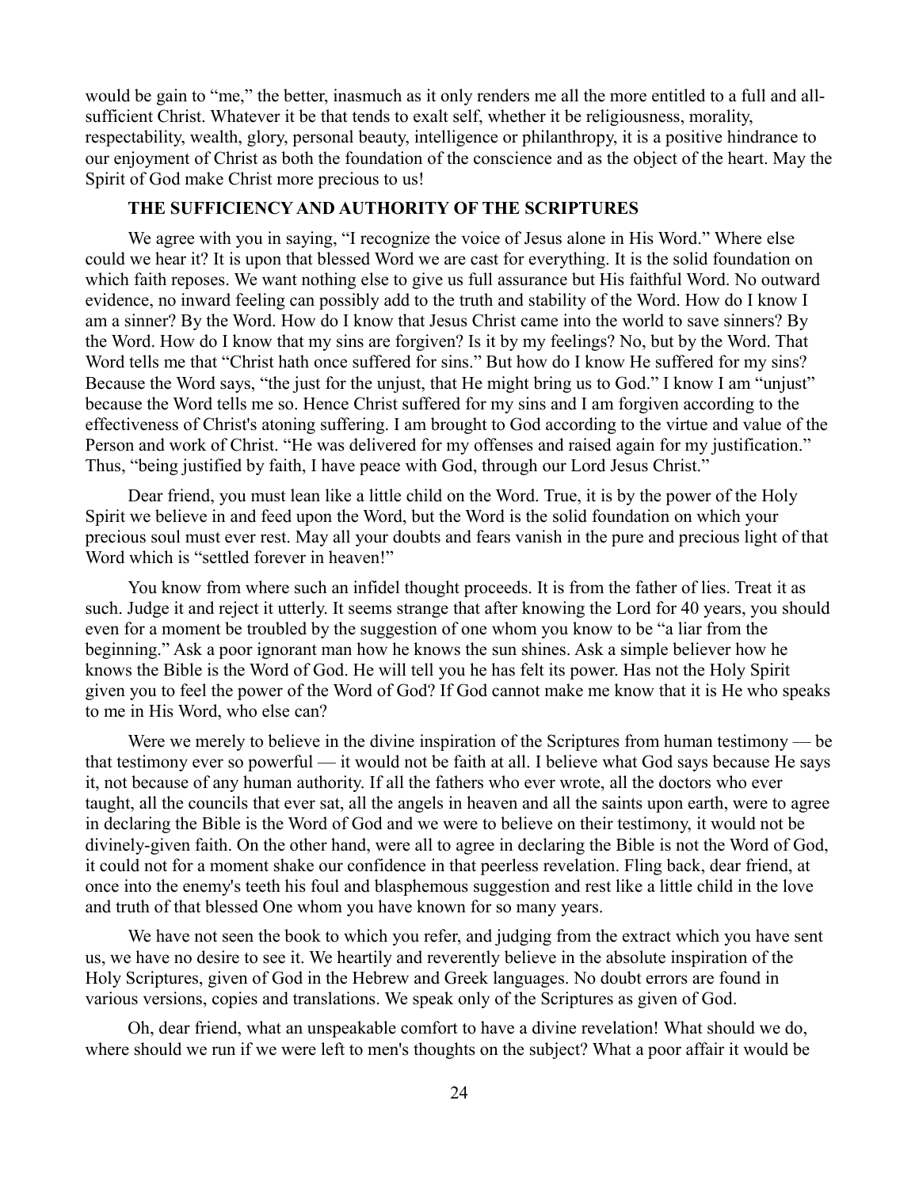would be gain to "me," the better, inasmuch as it only renders me all the more entitled to a full and all-sufficient Christ. Whatever it be that tends to exalt self, whether it be religiousness, morality, respectability, wealth, glory, personal beauty, intelligence or philanthropy, it is a positive hindrance to our enjoyment of Christ as both the foundation of the conscience and as the object of the heart. May the Spirit of God make Christ more precious to us!

## THE SUFFICIENCY AND AUTHORITY OF THE SCRIPTURES

We agree with you in saying, "I recognize the voice of Jesus alone in His Word." Where else could we hear it? It is upon that blessed Word we are cast for everything. It is the solid foundation on which faith reposes. We want nothing else to give us full assurance but His faithful Word. No outward evidence, no inward feeling can possibly add to the truth and stability of the Word. How do I know I am a sinner? By the Word. How do I know that Jesus Christ came into the world to save sinners? By the Word. How do I know that my sins are forgiven? Is it by my feelings? No, but by the Word. That Word tells me that "Christ hath once suffered for sins." But how do I know He suffered for my sins? Because the Word says, "the just for the unjust, that He might bring us to God." I know I am "unjust" because the Word tells me so. Hence Christ suffered for my sins and I am forgiven according to the effectiveness of Christ's atoning suffering. I am brought to God according to the virtue and value of the Person and work of Christ. "He was delivered for my offenses and raised again for my justification." Thus, "being justified by faith, I have peace with God, through our Lord Jesus Christ."

Dear friend, you must lean like a little child on the Word. True, it is by the power of the Holy Spirit we believe in and feed upon the Word, but the Word is the solid foundation on which your precious soul must ever rest. May all your doubts and fears vanish in the pure and precious light of that Word which is "settled forever in heaven!"

You know from where such an infidel thought proceeds. It is from the father of lies. Treat it as such. Judge it and reject it utterly. It seems strange that after knowing the Lord for 40 years, you should even for a moment be troubled by the suggestion of one whom you know to be "a liar from the beginning." Ask a poor ignorant man how he knows the sun shines. Ask a simple believer how he knows the Bible is the Word of God. He will tell you he has felt its power. Has not the Holy Spirit given you to feel the power of the Word of God? If God cannot make me know that it is He who speaks to me in His Word, who else can?

Were we merely to believe in the divine inspiration of the Scriptures from human testimony — be that testimony ever so powerful — it would not be faith at all. I believe what God says because He says it, not because of any human authority. If all the fathers who ever wrote, all the doctors who ever taught, all the councils that ever sat, all the angels in heaven and all the saints upon earth, were to agree in declaring the Bible is the Word of God and we were to believe on their testimony, it would not be divinely-given faith. On the other hand, were all to agree in declaring the Bible is not the Word of God, it could not for a moment shake our confidence in that peerless revelation. Fling back, dear friend, at once into the enemy's teeth his foul and blasphemous suggestion and rest like a little child in the love and truth of that blessed One whom you have known for so many years.

We have not seen the book to which you refer, and judging from the extract which you have sent us, we have no desire to see it. We heartily and reverently believe in the absolute inspiration of the Holy Scriptures, given of God in the Hebrew and Greek languages. No doubt errors are found in various versions, copies and translations. We speak only of the Scriptures as given of God.

Oh, dear friend, what an unspeakable comfort to have a divine revelation! What should we do, where should we run if we were left to men's thoughts on the subject? What a poor affair it would be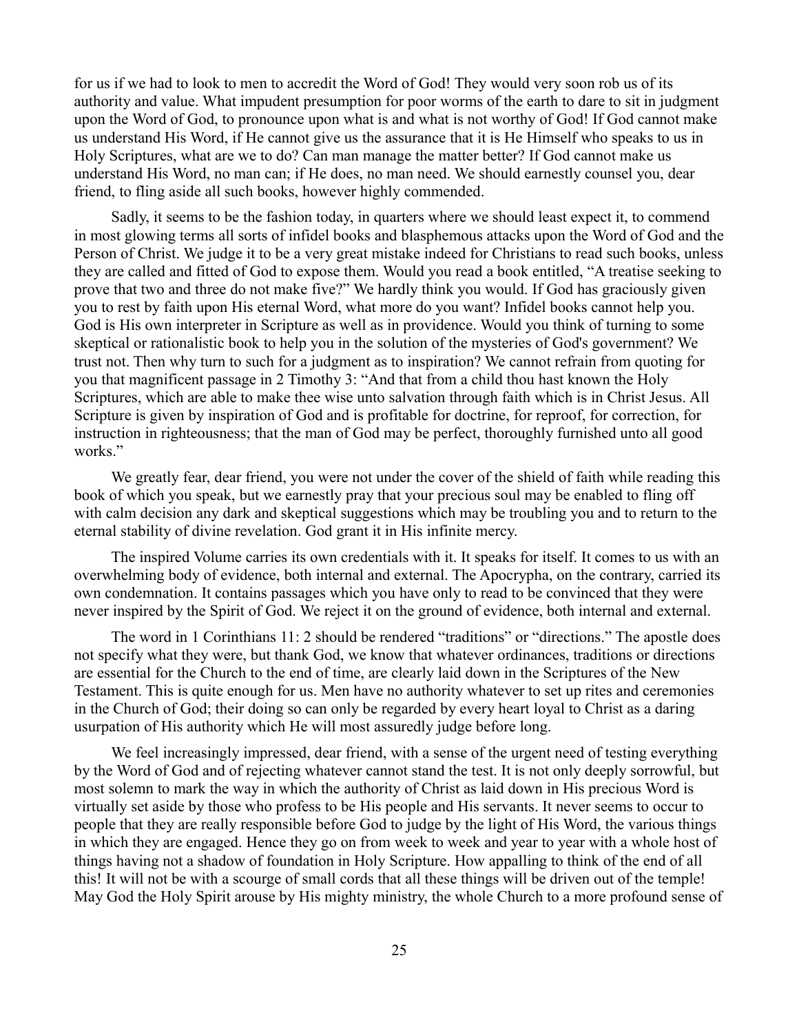for us if we had to look to men to accredit the Word of God! They would very soon rob us of its authority and value. What impudent presumption for poor worms of the earth to dare to sit in judgment upon the Word of God, to pronounce upon what is and what is not worthy of God! If God cannot make us understand His Word, if He cannot give us the assurance that it is He Himself who speaks to us in Holy Scriptures, what are we to do? Can man manage the matter better? If God cannot make us understand His Word, no man can; if He does, no man need. We should earnestly counsel you, dear friend, to fling aside all such books, however highly commended.

Sadly, it seems to be the fashion today, in quarters where we should least expect it, to commend in most glowing terms all sorts of infidel books and blasphemous attacks upon the Word of God and the Person of Christ. We judge it to be a very great mistake indeed for Christians to read such books, unless they are called and fitted of God to expose them. Would you read a book entitled, "A treatise seeking to prove that two and three do not make five?" We hardly think you would. If God has graciously given you to rest by faith upon His eternal Word, what more do you want? Infidel books cannot help you. God is His own interpreter in Scripture as well as in providence. Would you think of turning to some skeptical or rationalistic book to help you in the solution of the mysteries of God's government? We trust not. Then why turn to such for a judgment as to inspiration? We cannot refrain from quoting for you that magnificent passage in 2 Timothy 3: "And that from a child thou hast known the Holy Scriptures, which are able to make thee wise unto salvation through faith which is in Christ Jesus. All Scripture is given by inspiration of God and is profitable for doctrine, for reproof, for correction, for instruction in righteousness; that the man of God may be perfect, thoroughly furnished unto all good works."

We greatly fear, dear friend, you were not under the cover of the shield of faith while reading this book of which you speak, but we earnestly pray that your precious soul may be enabled to fling off with calm decision any dark and skeptical suggestions which may be troubling you and to return to the eternal stability of divine revelation. God grant it in His infinite mercy.

The inspired Volume carries its own credentials with it. It speaks for itself. It comes to us with an overwhelming body of evidence, both internal and external. The Apocrypha, on the contrary, carried its own condemnation. It contains passages which you have only to read to be convinced that they were never inspired by the Spirit of God. We reject it on the ground of evidence, both internal and external.

The word in 1 Corinthians 11: 2 should be rendered "traditions" or "directions." The apostle does not specify what they were, but thank God, we know that whatever ordinances, traditions or directions are essential for the Church to the end of time, are clearly laid down in the Scriptures of the New Testament. This is quite enough for us. Men have no authority whatever to set up rites and ceremonies in the Church of God; their doing so can only be regarded by every heart loyal to Christ as a daring usurpation of His authority which He will most assuredly judge before long.

We feel increasingly impressed, dear friend, with a sense of the urgent need of testing everything by the Word of God and of rejecting whatever cannot stand the test. It is not only deeply sorrowful, but most solemn to mark the way in which the authority of Christ as laid down in His precious Word is virtually set aside by those who profess to be His people and His servants. It never seems to occur to people that they are really responsible before God to judge by the light of His Word, the various things in which they are engaged. Hence they go on from week to week and year to year with a whole host of things having not a shadow of foundation in Holy Scripture. How appalling to think of the end of all this! It will not be with a scourge of small cords that all these things will be driven out of the temple! May God the Holy Spirit arouse by His mighty ministry, the whole Church to a more profound sense of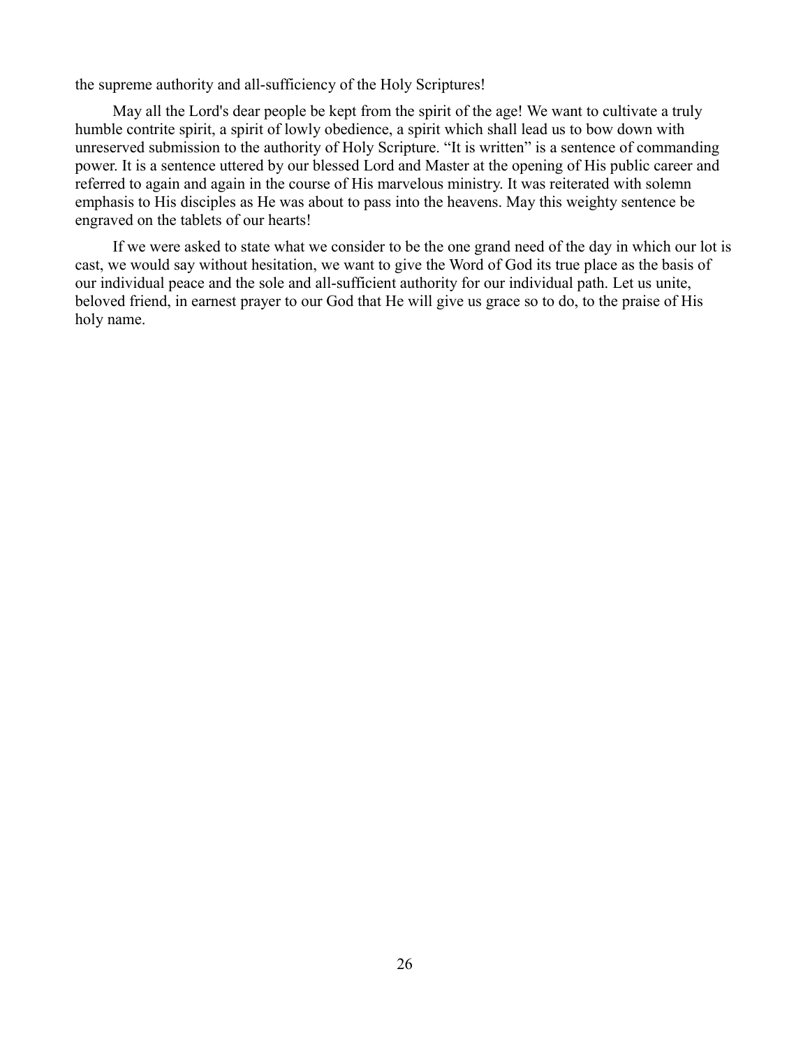the supreme authority and all-sufficiency of the Holy Scriptures!

May all the Lord's dear people be kept from the spirit of the age! We want to cultivate a truly humble contrite spirit, a spirit of lowly obedience, a spirit which shall lead us to bow down with unreserved submission to the authority of Holy Scripture. "It is written" is a sentence of commanding power. It is a sentence uttered by our blessed Lord and Master at the opening of His public career and referred to again and again in the course of His marvelous ministry. It was reiterated with solemn emphasis to His disciples as He was about to pass into the heavens. May this weighty sentence be engraved on the tablets of our hearts!

If we were asked to state what we consider to be the one grand need of the day in which our lot is cast, we would say without hesitation, we want to give the Word of God its true place as the basis of our individual peace and the sole and all-sufficient authority for our individual path. Let us unite, beloved friend, in earnest prayer to our God that He will give us grace so to do, to the praise of His holy name.